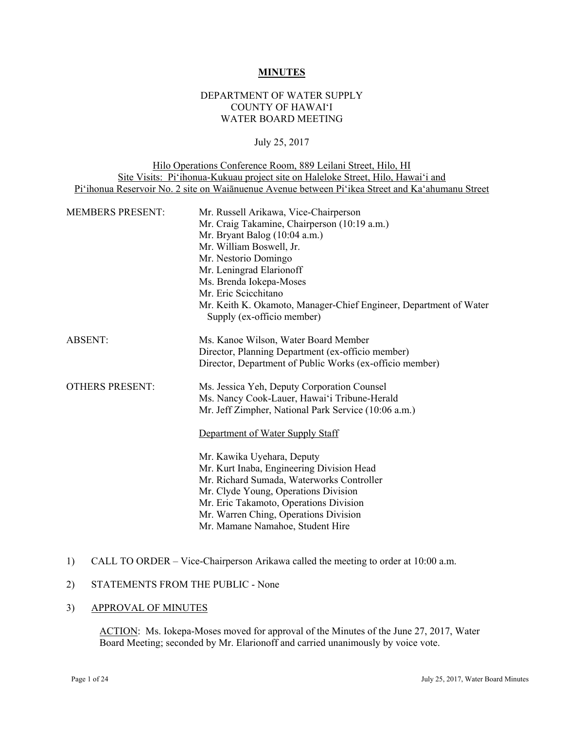# MINUTES

DEPARTMENT OF WATER SUPPLY
COUNTY OF HAWAIʻI
WATER BOARD MEETING

July 25, 2017

Hilo Operations Conference Room, 889 Leilani Street, Hilo, HI
Site Visits: Piʻihonua-Kukuau project site on Haleloke Street, Hilo, Hawaiʻi and
Piʻihonua Reservoir No. 2 site on Waiānuenue Avenue between Piʻikea Street and Kaʻahumanu Street

MEMBERS PRESENT:
- Mr. Russell Arikawa, Vice-Chairperson
- Mr. Craig Takamine, Chairperson (10:19 a.m.)
- Mr. Bryant Balog (10:04 a.m.)
- Mr. William Boswell, Jr.
- Mr. Nestorio Domingo
- Mr. Leningrad Elarionoff
- Ms. Brenda Iokepa-Moses
- Mr. Eric Scicchitano
- Mr. Keith K. Okamoto, Manager-Chief Engineer, Department of Water Supply (ex-officio member)

ABSENT:
- Ms. Kanoe Wilson, Water Board Member
- Director, Planning Department (ex-officio member)
- Director, Department of Public Works (ex-officio member)

OTHERS PRESENT:
- Ms. Jessica Yeh, Deputy Corporation Counsel
- Ms. Nancy Cook-Lauer, Hawaiʻi Tribune-Herald
- Mr. Jeff Zimpher, National Park Service (10:06 a.m.)

Department of Water Supply Staff

- Mr. Kawika Uyehara, Deputy
- Mr. Kurt Inaba, Engineering Division Head
- Mr. Richard Sumada, Waterworks Controller
- Mr. Clyde Young, Operations Division
- Mr. Eric Takamoto, Operations Division
- Mr. Warren Ching, Operations Division
- Mr. Mamane Namahoe, Student Hire

1) CALL TO ORDER – Vice-Chairperson Arikawa called the meeting to order at 10:00 a.m.

2) STATEMENTS FROM THE PUBLIC - None

3) APPROVAL OF MINUTES

ACTION: Ms. Iokepa-Moses moved for approval of the Minutes of the June 27, 2017, Water Board Meeting; seconded by Mr. Elarionoff and carried unanimously by voice vote.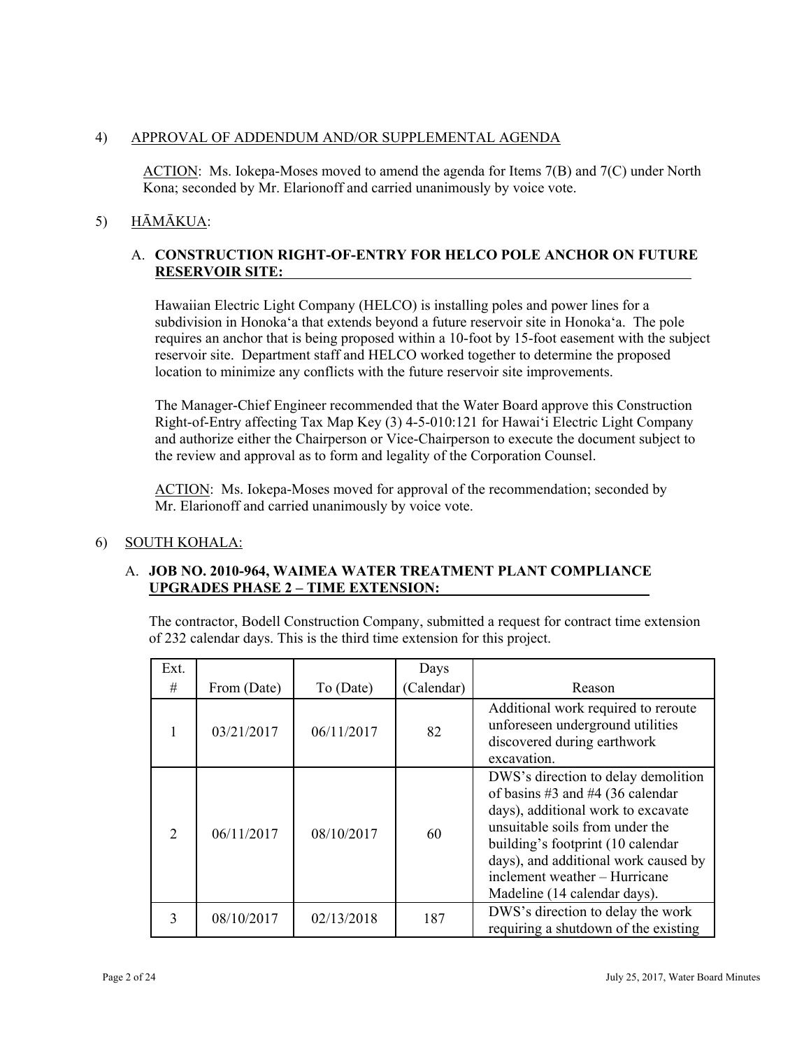4) APPROVAL OF ADDENDUM AND/OR SUPPLEMENTAL AGENDA

ACTION: Ms. Iokepa-Moses moved to amend the agenda for Items 7(B) and 7(C) under North Kona; seconded by Mr. Elarionoff and carried unanimously by voice vote.

5) HĀMĀKUA:

A. **CONSTRUCTION RIGHT-OF-ENTRY FOR HELCO POLE ANCHOR ON FUTURE RESERVOIR SITE:**

Hawaiian Electric Light Company (HELCO) is installing poles and power lines for a subdivision in Honokaʻa that extends beyond a future reservoir site in Honokaʻa. The pole requires an anchor that is being proposed within a 10-foot by 15-foot easement with the subject reservoir site. Department staff and HELCO worked together to determine the proposed location to minimize any conflicts with the future reservoir site improvements.

The Manager-Chief Engineer recommended that the Water Board approve this Construction Right-of-Entry affecting Tax Map Key (3) 4-5-010:121 for Hawaiʻi Electric Light Company and authorize either the Chairperson or Vice-Chairperson to execute the document subject to the review and approval as to form and legality of the Corporation Counsel.

ACTION: Ms. Iokepa-Moses moved for approval of the recommendation; seconded by Mr. Elarionoff and carried unanimously by voice vote.

6) SOUTH KOHALA:

A. **JOB NO. 2010-964, WAIMEA WATER TREATMENT PLANT COMPLIANCE UPGRADES PHASE 2 – TIME EXTENSION:**

The contractor, Bodell Construction Company, submitted a request for contract time extension of 232 calendar days. This is the third time extension for this project.

| Ext. # | From (Date) | To (Date) | Days (Calendar) | Reason |
|---|---|---|---|---|
| 1 | 03/21/2017 | 06/11/2017 | 82 | Additional work required to reroute unforeseen underground utilities discovered during earthwork excavation. |
| 2 | 06/11/2017 | 08/10/2017 | 60 | DWS's direction to delay demolition of basins #3 and #4 (36 calendar days), additional work to excavate unsuitable soils from under the building's footprint (10 calendar days), and additional work caused by inclement weather – Hurricane Madeline (14 calendar days). |
| 3 | 08/10/2017 | 02/13/2018 | 187 | DWS's direction to delay the work requiring a shutdown of the existing |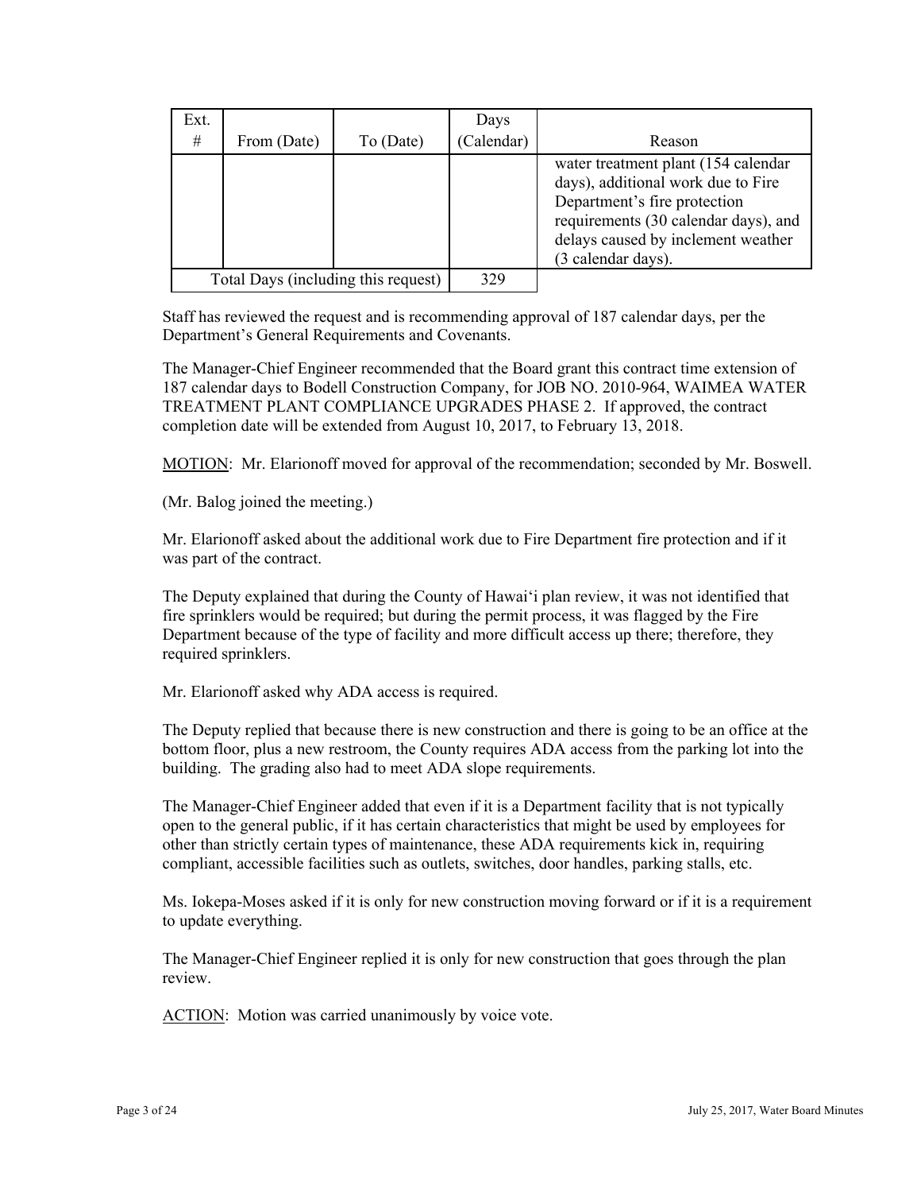| Ext. # | From (Date) | To (Date) | Days (Calendar) | Reason |
|---|---|---|---|---|
| | | | | water treatment plant (154 calendar days), additional work due to Fire Department's fire protection requirements (30 calendar days), and delays caused by inclement weather (3 calendar days). |
| Total Days (including this request) | | | 329 | |

Staff has reviewed the request and is recommending approval of 187 calendar days, per the Department's General Requirements and Covenants.

The Manager-Chief Engineer recommended that the Board grant this contract time extension of 187 calendar days to Bodell Construction Company, for JOB NO. 2010-964, WAIMEA WATER TREATMENT PLANT COMPLIANCE UPGRADES PHASE 2. If approved, the contract completion date will be extended from August 10, 2017, to February 13, 2018.

MOTION: Mr. Elarionoff moved for approval of the recommendation; seconded by Mr. Boswell.

(Mr. Balog joined the meeting.)

Mr. Elarionoff asked about the additional work due to Fire Department fire protection and if it was part of the contract.

The Deputy explained that during the County of Hawai'i plan review, it was not identified that fire sprinklers would be required; but during the permit process, it was flagged by the Fire Department because of the type of facility and more difficult access up there; therefore, they required sprinklers.

Mr. Elarionoff asked why ADA access is required.

The Deputy replied that because there is new construction and there is going to be an office at the bottom floor, plus a new restroom, the County requires ADA access from the parking lot into the building. The grading also had to meet ADA slope requirements.

The Manager-Chief Engineer added that even if it is a Department facility that is not typically open to the general public, if it has certain characteristics that might be used by employees for other than strictly certain types of maintenance, these ADA requirements kick in, requiring compliant, accessible facilities such as outlets, switches, door handles, parking stalls, etc.

Ms. Iokepa-Moses asked if it is only for new construction moving forward or if it is a requirement to update everything.

The Manager-Chief Engineer replied it is only for new construction that goes through the plan review.

ACTION: Motion was carried unanimously by voice vote.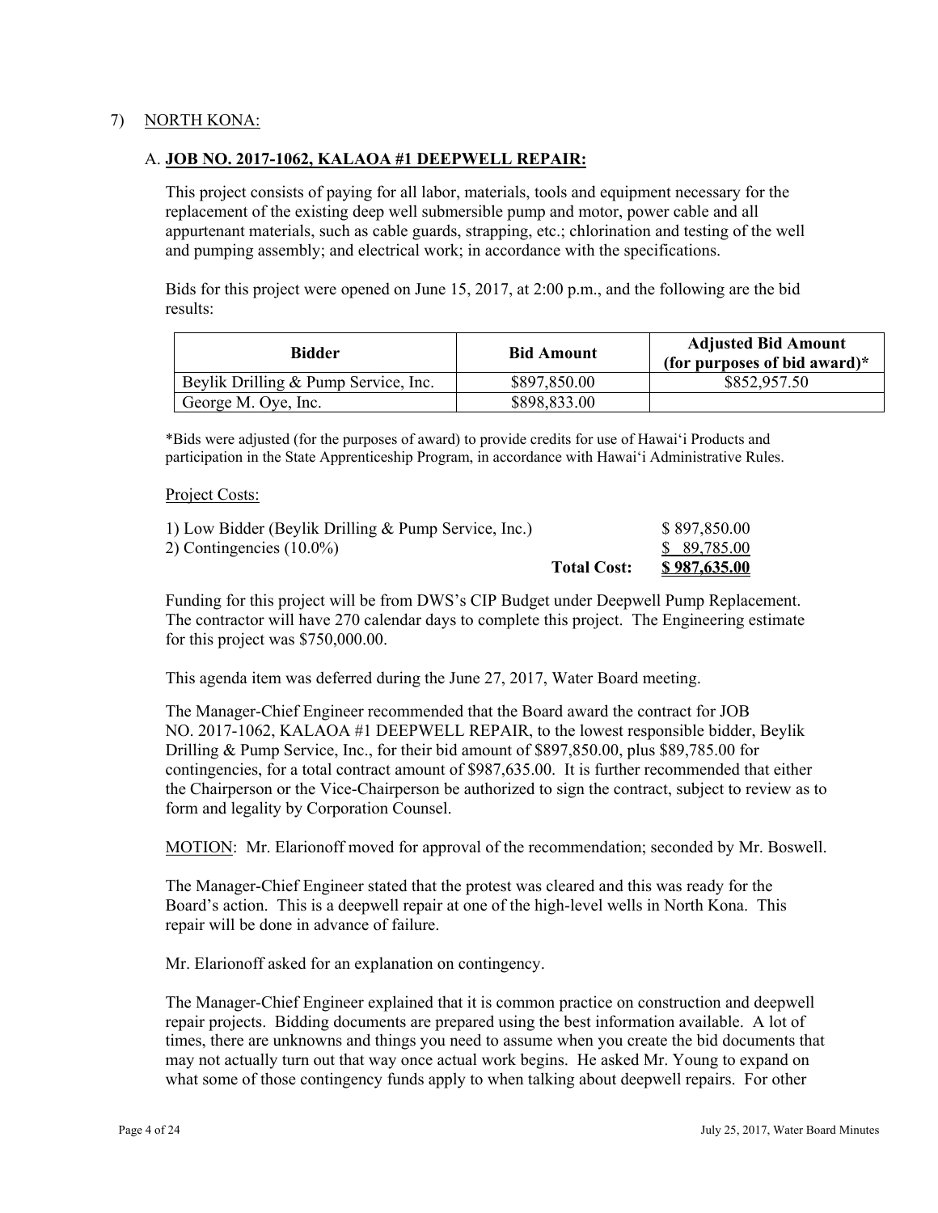7) NORTH KONA:

A. **JOB NO. 2017-1062, KALAOA #1 DEEPWELL REPAIR:**

This project consists of paying for all labor, materials, tools and equipment necessary for the replacement of the existing deep well submersible pump and motor, power cable and all appurtenant materials, such as cable guards, strapping, etc.; chlorination and testing of the well and pumping assembly; and electrical work; in accordance with the specifications.

Bids for this project were opened on June 15, 2017, at 2:00 p.m., and the following are the bid results:

| Bidder | Bid Amount | Adjusted Bid Amount (for purposes of bid award)* |
|---|---|---|
| Beylik Drilling & Pump Service, Inc. | \$897,850.00 | \$852,957.50 |
| George M. Oye, Inc. | \$898,833.00 | |

*Bids were adjusted (for the purposes of award) to provide credits for use of Hawai'i Products and participation in the State Apprenticeship Program, in accordance with Hawai'i Administrative Rules.

Project Costs:

| | | |
|---|---|---|
| 1) Low Bidder (Beylik Drilling & Pump Service, Inc.) | | \$ 897,850.00 |
| 2) Contingencies (10.0%) | | \$ 89,785.00 |
| | **Total Cost:** | **\$ 987,635.00** |

Funding for this project will be from DWS's CIP Budget under Deepwell Pump Replacement. The contractor will have 270 calendar days to complete this project. The Engineering estimate for this project was \$750,000.00.

This agenda item was deferred during the June 27, 2017, Water Board meeting.

The Manager-Chief Engineer recommended that the Board award the contract for JOB NO. 2017-1062, KALAOA #1 DEEPWELL REPAIR, to the lowest responsible bidder, Beylik Drilling & Pump Service, Inc., for their bid amount of \$897,850.00, plus \$89,785.00 for contingencies, for a total contract amount of \$987,635.00. It is further recommended that either the Chairperson or the Vice-Chairperson be authorized to sign the contract, subject to review as to form and legality by Corporation Counsel.

MOTION: Mr. Elarionoff moved for approval of the recommendation; seconded by Mr. Boswell.

The Manager-Chief Engineer stated that the protest was cleared and this was ready for the Board's action. This is a deepwell repair at one of the high-level wells in North Kona. This repair will be done in advance of failure.

Mr. Elarionoff asked for an explanation on contingency.

The Manager-Chief Engineer explained that it is common practice on construction and deepwell repair projects. Bidding documents are prepared using the best information available. A lot of times, there are unknowns and things you need to assume when you create the bid documents that may not actually turn out that way once actual work begins. He asked Mr. Young to expand on what some of those contingency funds apply to when talking about deepwell repairs. For other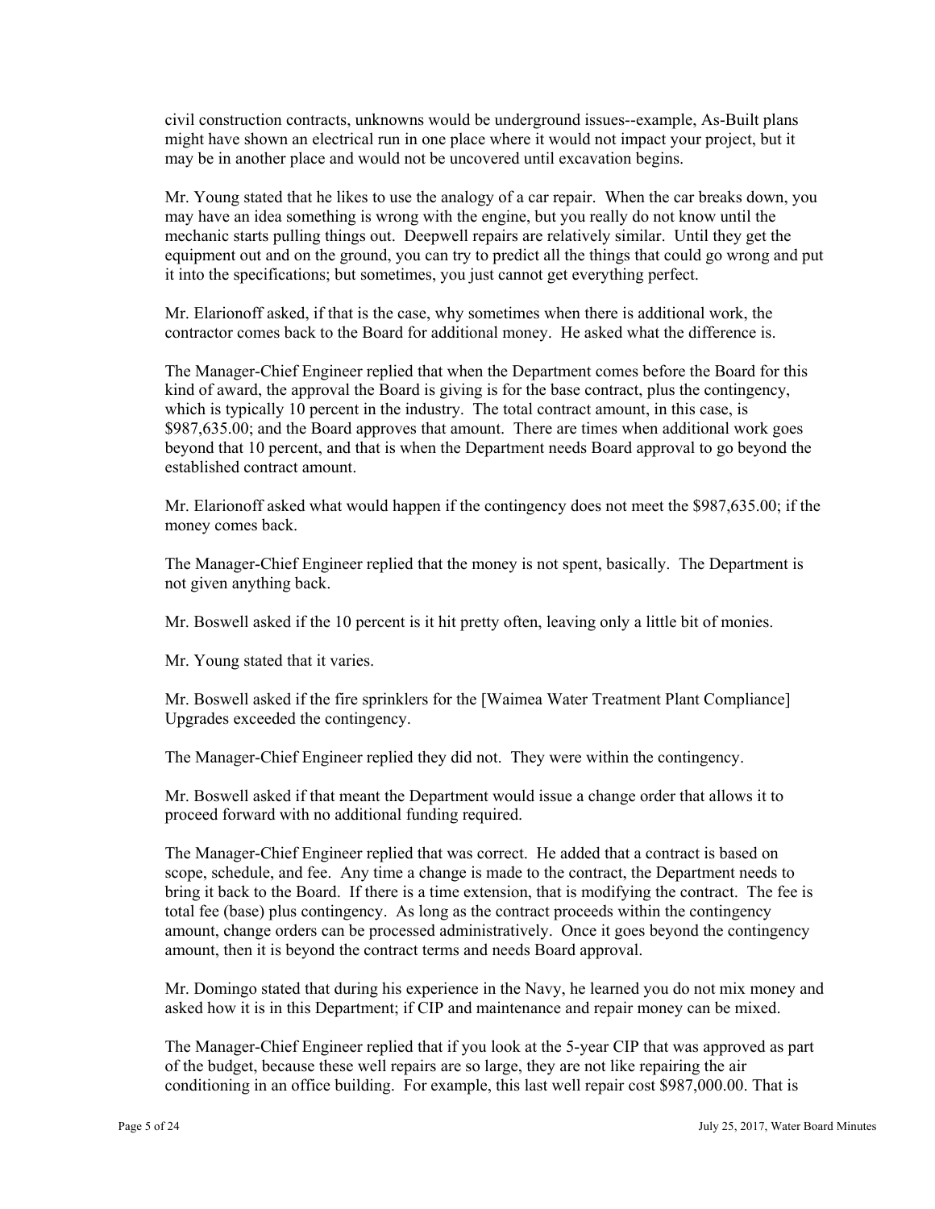civil construction contracts, unknowns would be underground issues--example, As-Built plans might have shown an electrical run in one place where it would not impact your project, but it may be in another place and would not be uncovered until excavation begins.

Mr. Young stated that he likes to use the analogy of a car repair. When the car breaks down, you may have an idea something is wrong with the engine, but you really do not know until the mechanic starts pulling things out. Deepwell repairs are relatively similar. Until they get the equipment out and on the ground, you can try to predict all the things that could go wrong and put it into the specifications; but sometimes, you just cannot get everything perfect.

Mr. Elarionoff asked, if that is the case, why sometimes when there is additional work, the contractor comes back to the Board for additional money. He asked what the difference is.

The Manager-Chief Engineer replied that when the Department comes before the Board for this kind of award, the approval the Board is giving is for the base contract, plus the contingency, which is typically 10 percent in the industry. The total contract amount, in this case, is $987,635.00; and the Board approves that amount. There are times when additional work goes beyond that 10 percent, and that is when the Department needs Board approval to go beyond the established contract amount.

Mr. Elarionoff asked what would happen if the contingency does not meet the $987,635.00; if the money comes back.

The Manager-Chief Engineer replied that the money is not spent, basically. The Department is not given anything back.

Mr. Boswell asked if the 10 percent is it hit pretty often, leaving only a little bit of monies.

Mr. Young stated that it varies.

Mr. Boswell asked if the fire sprinklers for the [Waimea Water Treatment Plant Compliance] Upgrades exceeded the contingency.

The Manager-Chief Engineer replied they did not. They were within the contingency.

Mr. Boswell asked if that meant the Department would issue a change order that allows it to proceed forward with no additional funding required.

The Manager-Chief Engineer replied that was correct. He added that a contract is based on scope, schedule, and fee. Any time a change is made to the contract, the Department needs to bring it back to the Board. If there is a time extension, that is modifying the contract. The fee is total fee (base) plus contingency. As long as the contract proceeds within the contingency amount, change orders can be processed administratively. Once it goes beyond the contingency amount, then it is beyond the contract terms and needs Board approval.

Mr. Domingo stated that during his experience in the Navy, he learned you do not mix money and asked how it is in this Department; if CIP and maintenance and repair money can be mixed.

The Manager-Chief Engineer replied that if you look at the 5-year CIP that was approved as part of the budget, because these well repairs are so large, they are not like repairing the air conditioning in an office building. For example, this last well repair cost $987,000.00. That is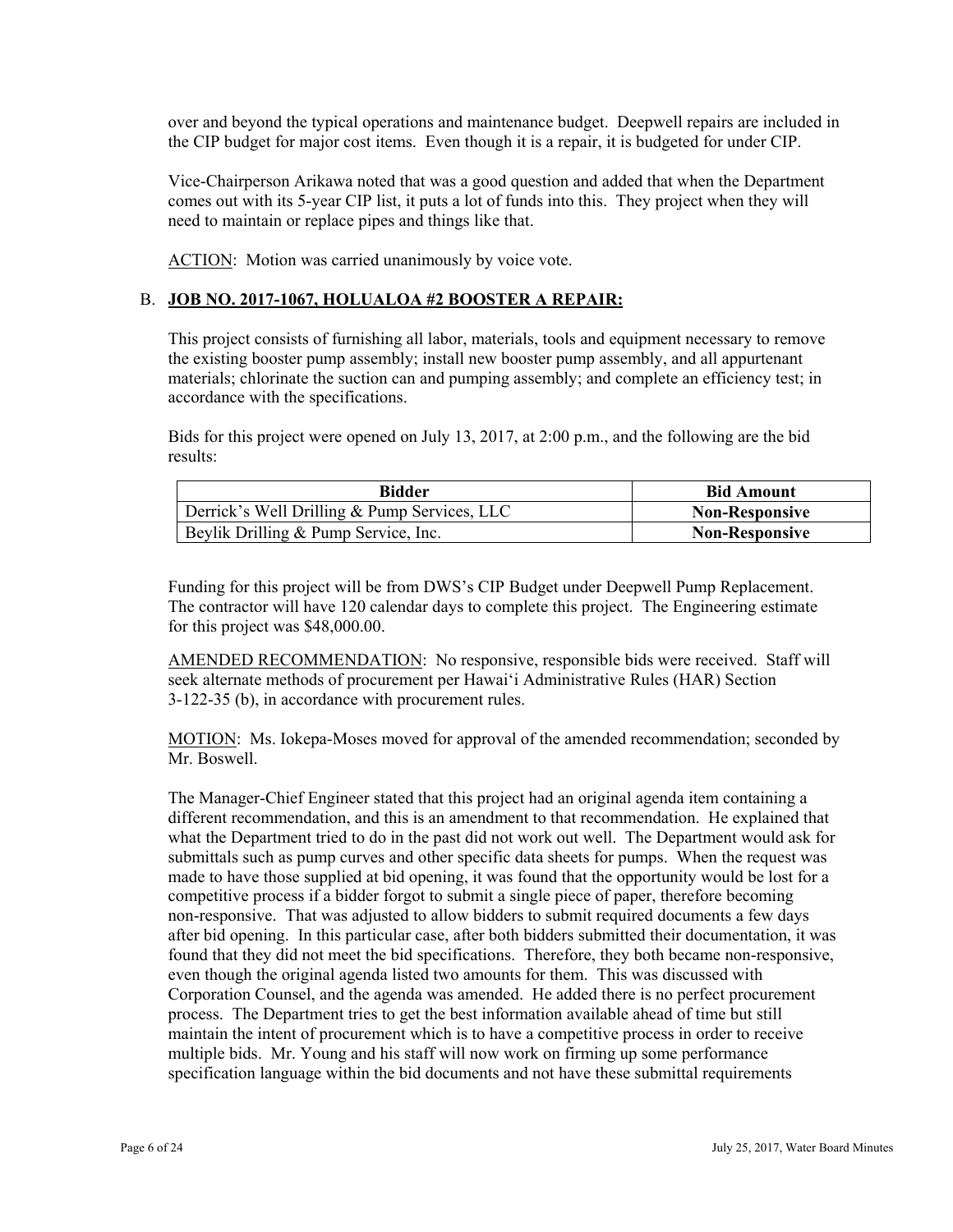over and beyond the typical operations and maintenance budget. Deepwell repairs are included in the CIP budget for major cost items. Even though it is a repair, it is budgeted for under CIP.

Vice-Chairperson Arikawa noted that was a good question and added that when the Department comes out with its 5-year CIP list, it puts a lot of funds into this. They project when they will need to maintain or replace pipes and things like that.

ACTION: Motion was carried unanimously by voice vote.

B. **JOB NO. 2017-1067, HOLUALOA #2 BOOSTER A REPAIR:**

This project consists of furnishing all labor, materials, tools and equipment necessary to remove the existing booster pump assembly; install new booster pump assembly, and all appurtenant materials; chlorinate the suction can and pumping assembly; and complete an efficiency test; in accordance with the specifications.

Bids for this project were opened on July 13, 2017, at 2:00 p.m., and the following are the bid results:

| Bidder | Bid Amount |
|---|---|
| Derrick's Well Drilling & Pump Services, LLC | **Non-Responsive** |
| Beylik Drilling & Pump Service, Inc. | **Non-Responsive** |

Funding for this project will be from DWS's CIP Budget under Deepwell Pump Replacement. The contractor will have 120 calendar days to complete this project. The Engineering estimate for this project was $48,000.00.

AMENDED RECOMMENDATION: No responsive, responsible bids were received. Staff will seek alternate methods of procurement per Hawai'i Administrative Rules (HAR) Section 3-122-35 (b), in accordance with procurement rules.

MOTION: Ms. Iokepa-Moses moved for approval of the amended recommendation; seconded by Mr. Boswell.

The Manager-Chief Engineer stated that this project had an original agenda item containing a different recommendation, and this is an amendment to that recommendation. He explained that what the Department tried to do in the past did not work out well. The Department would ask for submittals such as pump curves and other specific data sheets for pumps. When the request was made to have those supplied at bid opening, it was found that the opportunity would be lost for a competitive process if a bidder forgot to submit a single piece of paper, therefore becoming non-responsive. That was adjusted to allow bidders to submit required documents a few days after bid opening. In this particular case, after both bidders submitted their documentation, it was found that they did not meet the bid specifications. Therefore, they both became non-responsive, even though the original agenda listed two amounts for them. This was discussed with Corporation Counsel, and the agenda was amended. He added there is no perfect procurement process. The Department tries to get the best information available ahead of time but still maintain the intent of procurement which is to have a competitive process in order to receive multiple bids. Mr. Young and his staff will now work on firming up some performance specification language within the bid documents and not have these submittal requirements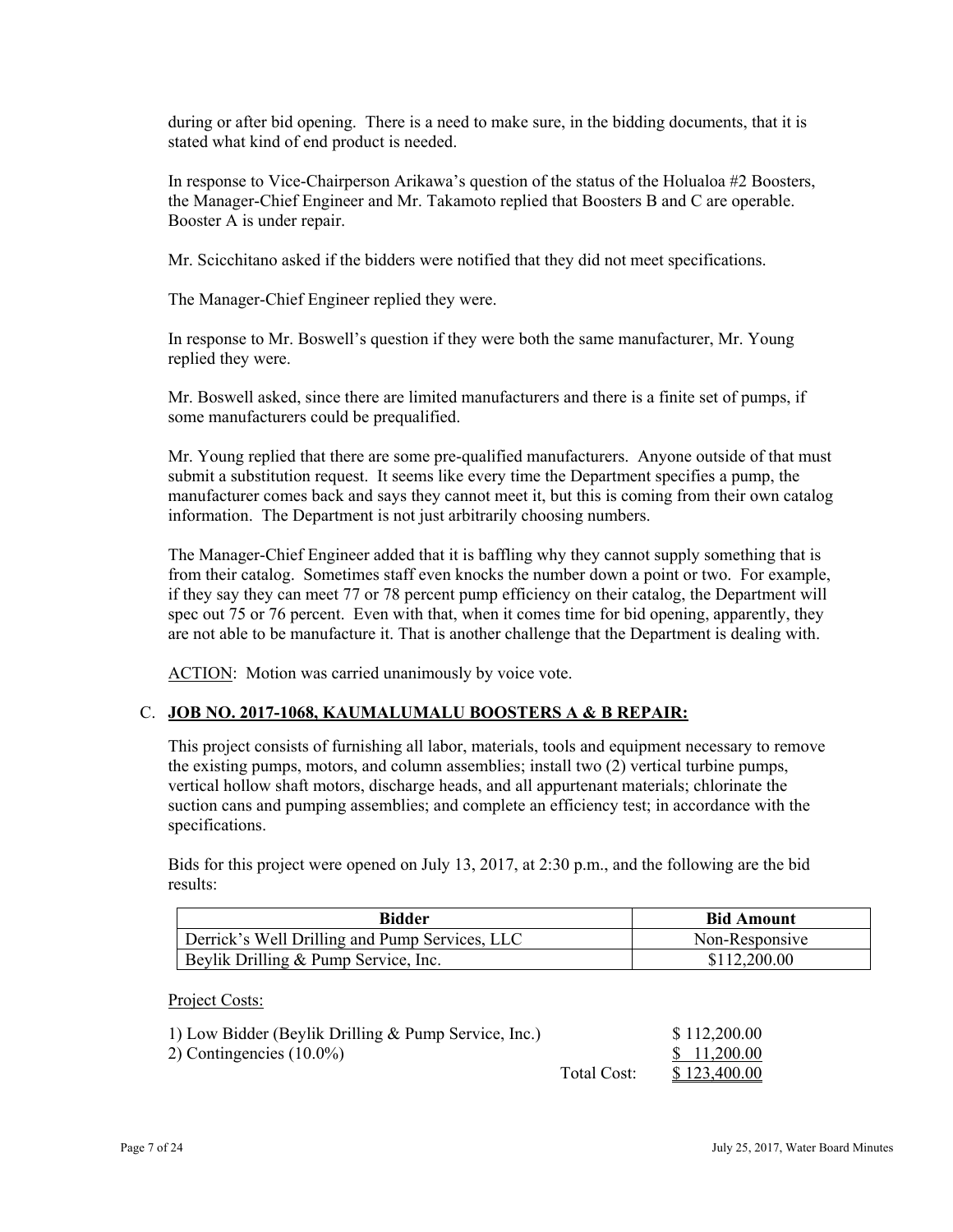during or after bid opening. There is a need to make sure, in the bidding documents, that it is stated what kind of end product is needed.

In response to Vice-Chairperson Arikawa's question of the status of the Holualoa #2 Boosters, the Manager-Chief Engineer and Mr. Takamoto replied that Boosters B and C are operable. Booster A is under repair.

Mr. Scicchitano asked if the bidders were notified that they did not meet specifications.

The Manager-Chief Engineer replied they were.

In response to Mr. Boswell's question if they were both the same manufacturer, Mr. Young replied they were.

Mr. Boswell asked, since there are limited manufacturers and there is a finite set of pumps, if some manufacturers could be prequalified.

Mr. Young replied that there are some pre-qualified manufacturers. Anyone outside of that must submit a substitution request. It seems like every time the Department specifies a pump, the manufacturer comes back and says they cannot meet it, but this is coming from their own catalog information. The Department is not just arbitrarily choosing numbers.

The Manager-Chief Engineer added that it is baffling why they cannot supply something that is from their catalog. Sometimes staff even knocks the number down a point or two. For example, if they say they can meet 77 or 78 percent pump efficiency on their catalog, the Department will spec out 75 or 76 percent. Even with that, when it comes time for bid opening, apparently, they are not able to be manufacture it. That is another challenge that the Department is dealing with.

ACTION: Motion was carried unanimously by voice vote.

C. **JOB NO. 2017-1068, KAUMALUMALU BOOSTERS A & B REPAIR:**

This project consists of furnishing all labor, materials, tools and equipment necessary to remove the existing pumps, motors, and column assemblies; install two (2) vertical turbine pumps, vertical hollow shaft motors, discharge heads, and all appurtenant materials; chlorinate the suction cans and pumping assemblies; and complete an efficiency test; in accordance with the specifications.

Bids for this project were opened on July 13, 2017, at 2:30 p.m., and the following are the bid results:

| Bidder | Bid Amount |
|---|---|
| Derrick's Well Drilling and Pump Services, LLC | Non-Responsive |
| Beylik Drilling & Pump Service, Inc. | \$112,200.00 |

Project Costs:

| | | |
|---|---|---|
| 1) Low Bidder (Beylik Drilling & Pump Service, Inc.) | | \$ 112,200.00 |
| 2) Contingencies (10.0%) | | \$ 11,200.00 |
| | Total Cost: | \$ 123,400.00 |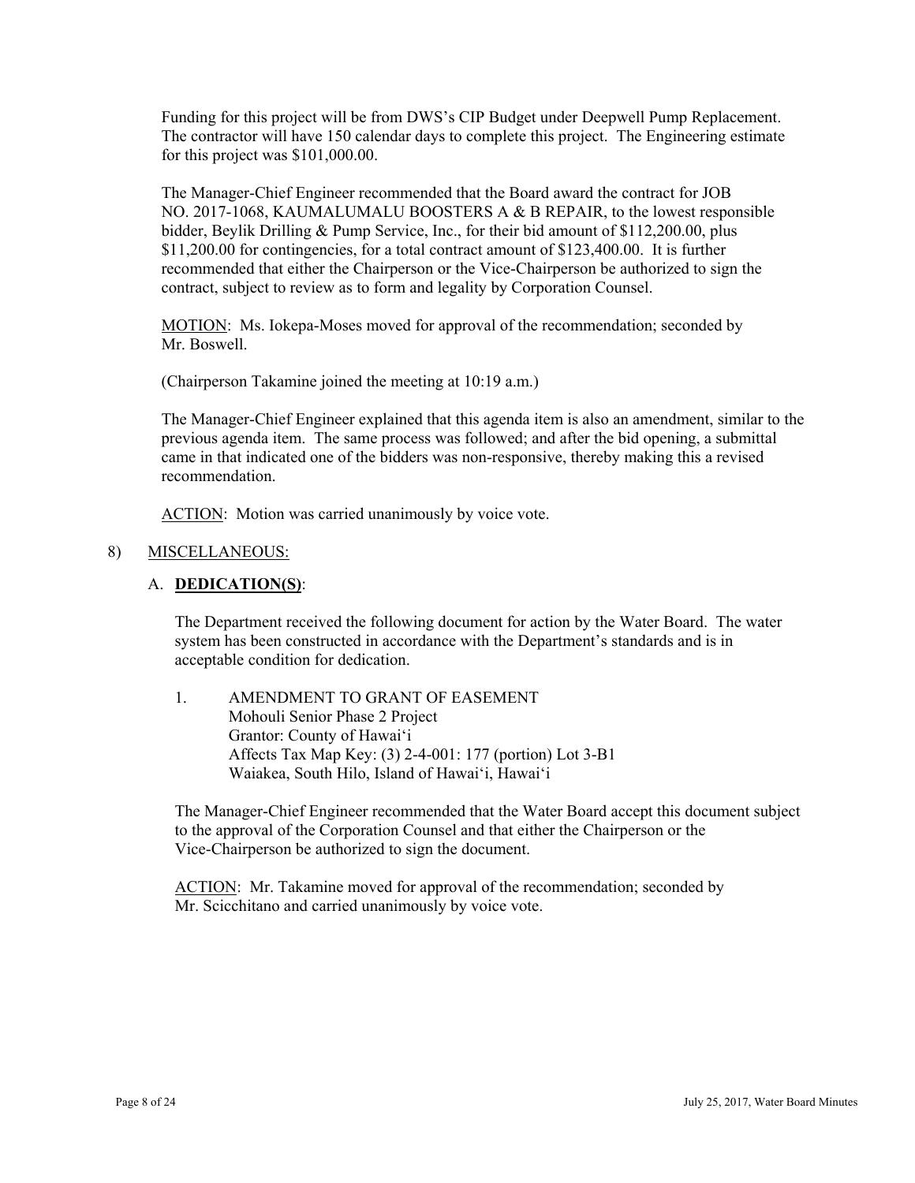Funding for this project will be from DWS's CIP Budget under Deepwell Pump Replacement. The contractor will have 150 calendar days to complete this project. The Engineering estimate for this project was $101,000.00.

The Manager-Chief Engineer recommended that the Board award the contract for JOB NO. 2017-1068, KAUMALUMALU BOOSTERS A & B REPAIR, to the lowest responsible bidder, Beylik Drilling & Pump Service, Inc., for their bid amount of $112,200.00, plus $11,200.00 for contingencies, for a total contract amount of $123,400.00. It is further recommended that either the Chairperson or the Vice-Chairperson be authorized to sign the contract, subject to review as to form and legality by Corporation Counsel.

<u>MOTION</u>: Ms. Iokepa-Moses moved for approval of the recommendation; seconded by Mr. Boswell.

(Chairperson Takamine joined the meeting at 10:19 a.m.)

The Manager-Chief Engineer explained that this agenda item is also an amendment, similar to the previous agenda item. The same process was followed; and after the bid opening, a submittal came in that indicated one of the bidders was non-responsive, thereby making this a revised recommendation.

<u>ACTION</u>: Motion was carried unanimously by voice vote.

8) <u>MISCELLANEOUS:</u>

A. <u>**DEDICATION(S)**</u>:

The Department received the following document for action by the Water Board. The water system has been constructed in accordance with the Department's standards and is in acceptable condition for dedication.

1. AMENDMENT TO GRANT OF EASEMENT
   Mohouli Senior Phase 2 Project
   Grantor: County of Hawai'i
   Affects Tax Map Key: (3) 2-4-001: 177 (portion) Lot 3-B1
   Waiakea, South Hilo, Island of Hawai'i, Hawai'i

The Manager-Chief Engineer recommended that the Water Board accept this document subject to the approval of the Corporation Counsel and that either the Chairperson or the Vice-Chairperson be authorized to sign the document.

<u>ACTION</u>: Mr. Takamine moved for approval of the recommendation; seconded by Mr. Scicchitano and carried unanimously by voice vote.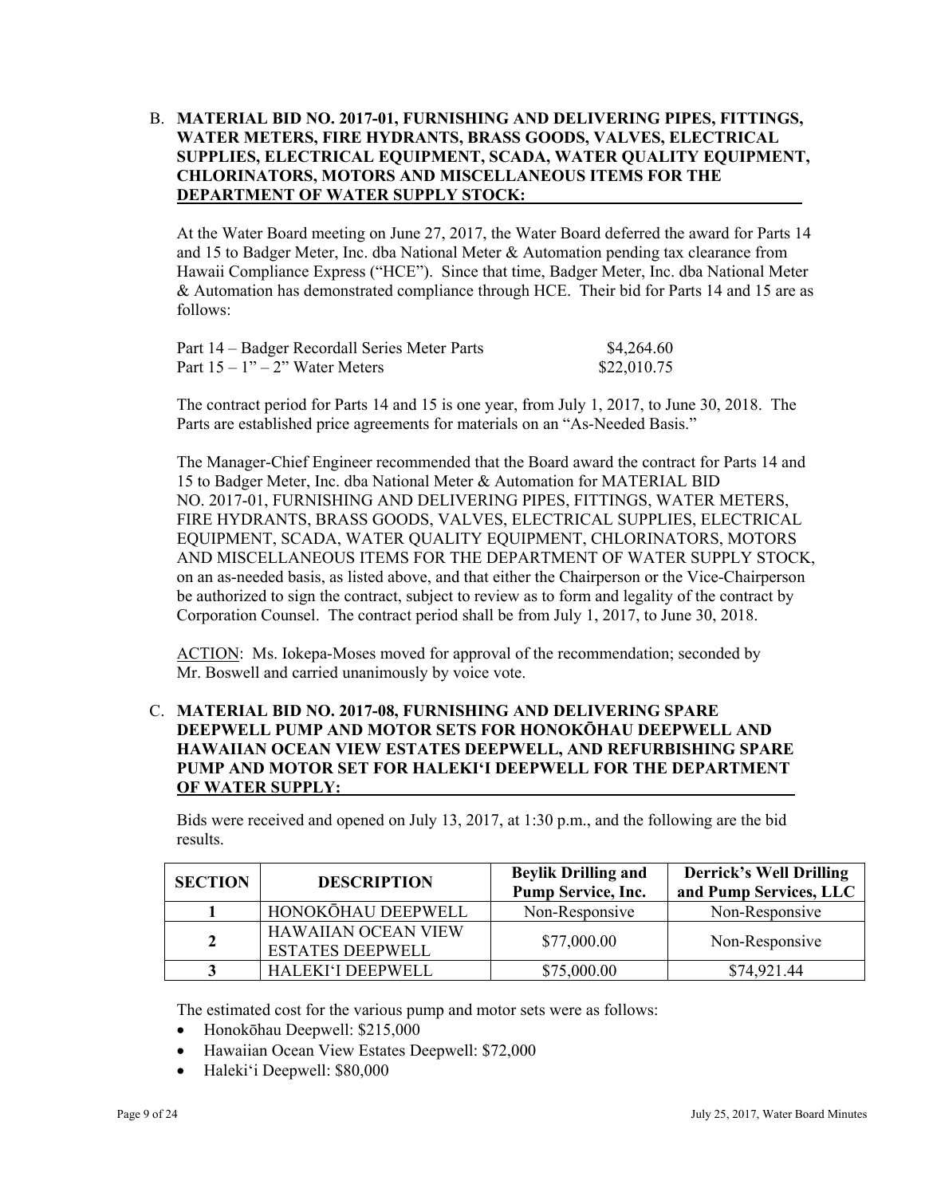B. **MATERIAL BID NO. 2017-01, FURNISHING AND DELIVERING PIPES, FITTINGS, WATER METERS, FIRE HYDRANTS, BRASS GOODS, VALVES, ELECTRICAL SUPPLIES, ELECTRICAL EQUIPMENT, SCADA, WATER QUALITY EQUIPMENT, CHLORINATORS, MOTORS AND MISCELLANEOUS ITEMS FOR THE DEPARTMENT OF WATER SUPPLY STOCK:**

At the Water Board meeting on June 27, 2017, the Water Board deferred the award for Parts 14 and 15 to Badger Meter, Inc. dba National Meter & Automation pending tax clearance from Hawaii Compliance Express ("HCE"). Since that time, Badger Meter, Inc. dba National Meter & Automation has demonstrated compliance through HCE. Their bid for Parts 14 and 15 are as follows:

| | |
|---|---|
| Part 14 – Badger Recordall Series Meter Parts | $4,264.60 |
| Part 15 – 1" – 2" Water Meters | $22,010.75 |

The contract period for Parts 14 and 15 is one year, from July 1, 2017, to June 30, 2018. The Parts are established price agreements for materials on an "As-Needed Basis."

The Manager-Chief Engineer recommended that the Board award the contract for Parts 14 and 15 to Badger Meter, Inc. dba National Meter & Automation for MATERIAL BID NO. 2017-01, FURNISHING AND DELIVERING PIPES, FITTINGS, WATER METERS, FIRE HYDRANTS, BRASS GOODS, VALVES, ELECTRICAL SUPPLIES, ELECTRICAL EQUIPMENT, SCADA, WATER QUALITY EQUIPMENT, CHLORINATORS, MOTORS AND MISCELLANEOUS ITEMS FOR THE DEPARTMENT OF WATER SUPPLY STOCK, on an as-needed basis, as listed above, and that either the Chairperson or the Vice-Chairperson be authorized to sign the contract, subject to review as to form and legality of the contract by Corporation Counsel. The contract period shall be from July 1, 2017, to June 30, 2018.

ACTION: Ms. Iokepa-Moses moved for approval of the recommendation; seconded by Mr. Boswell and carried unanimously by voice vote.

C. **MATERIAL BID NO. 2017-08, FURNISHING AND DELIVERING SPARE DEEPWELL PUMP AND MOTOR SETS FOR HONOKŌHAU DEEPWELL AND HAWAIIAN OCEAN VIEW ESTATES DEEPWELL, AND REFURBISHING SPARE PUMP AND MOTOR SET FOR HALEKIʻI DEEPWELL FOR THE DEPARTMENT OF WATER SUPPLY:**

Bids were received and opened on July 13, 2017, at 1:30 p.m., and the following are the bid results.

| SECTION | DESCRIPTION | Beylik Drilling and Pump Service, Inc. | Derrick's Well Drilling and Pump Services, LLC |
|---|---|---|---|
| 1 | HONOKŌHAU DEEPWELL | Non-Responsive | Non-Responsive |
| 2 | HAWAIIAN OCEAN VIEW ESTATES DEEPWELL | $77,000.00 | Non-Responsive |
| 3 | HALEKIʻI DEEPWELL | $75,000.00 | $74,921.44 |

The estimated cost for the various pump and motor sets were as follows:

- Honokōhau Deepwell: $215,000
- Hawaiian Ocean View Estates Deepwell: $72,000
- Halekiʻi Deepwell: $80,000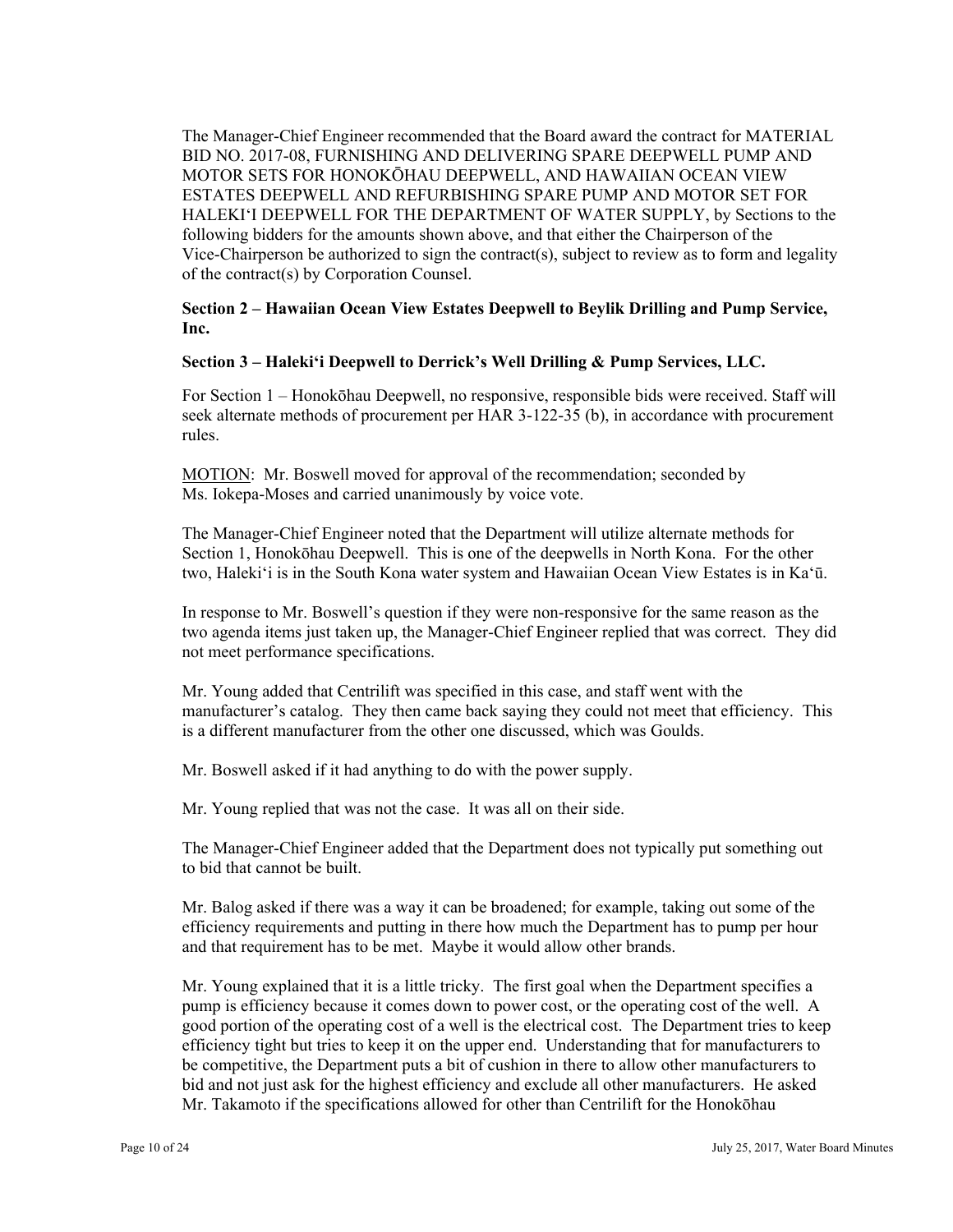The Manager-Chief Engineer recommended that the Board award the contract for MATERIAL BID NO. 2017-08, FURNISHING AND DELIVERING SPARE DEEPWELL PUMP AND MOTOR SETS FOR HONOKŌHAU DEEPWELL, AND HAWAIIAN OCEAN VIEW ESTATES DEEPWELL AND REFURBISHING SPARE PUMP AND MOTOR SET FOR HALEKIʻI DEEPWELL FOR THE DEPARTMENT OF WATER SUPPLY, by Sections to the following bidders for the amounts shown above, and that either the Chairperson of the Vice-Chairperson be authorized to sign the contract(s), subject to review as to form and legality of the contract(s) by Corporation Counsel.

**Section 2 – Hawaiian Ocean View Estates Deepwell to Beylik Drilling and Pump Service, Inc.**

**Section 3 – Halekiʻi Deepwell to Derrick's Well Drilling & Pump Services, LLC.**

For Section 1 – Honokōhau Deepwell, no responsive, responsible bids were received. Staff will seek alternate methods of procurement per HAR 3-122-35 (b), in accordance with procurement rules.

MOTION: Mr. Boswell moved for approval of the recommendation; seconded by Ms. Iokepa-Moses and carried unanimously by voice vote.

The Manager-Chief Engineer noted that the Department will utilize alternate methods for Section 1, Honokōhau Deepwell. This is one of the deepwells in North Kona. For the other two, Halekiʻi is in the South Kona water system and Hawaiian Ocean View Estates is in Kaʻū.

In response to Mr. Boswell's question if they were non-responsive for the same reason as the two agenda items just taken up, the Manager-Chief Engineer replied that was correct. They did not meet performance specifications.

Mr. Young added that Centrilift was specified in this case, and staff went with the manufacturer's catalog. They then came back saying they could not meet that efficiency. This is a different manufacturer from the other one discussed, which was Goulds.

Mr. Boswell asked if it had anything to do with the power supply.

Mr. Young replied that was not the case. It was all on their side.

The Manager-Chief Engineer added that the Department does not typically put something out to bid that cannot be built.

Mr. Balog asked if there was a way it can be broadened; for example, taking out some of the efficiency requirements and putting in there how much the Department has to pump per hour and that requirement has to be met. Maybe it would allow other brands.

Mr. Young explained that it is a little tricky. The first goal when the Department specifies a pump is efficiency because it comes down to power cost, or the operating cost of the well. A good portion of the operating cost of a well is the electrical cost. The Department tries to keep efficiency tight but tries to keep it on the upper end. Understanding that for manufacturers to be competitive, the Department puts a bit of cushion in there to allow other manufacturers to bid and not just ask for the highest efficiency and exclude all other manufacturers. He asked Mr. Takamoto if the specifications allowed for other than Centrilift for the Honokōhau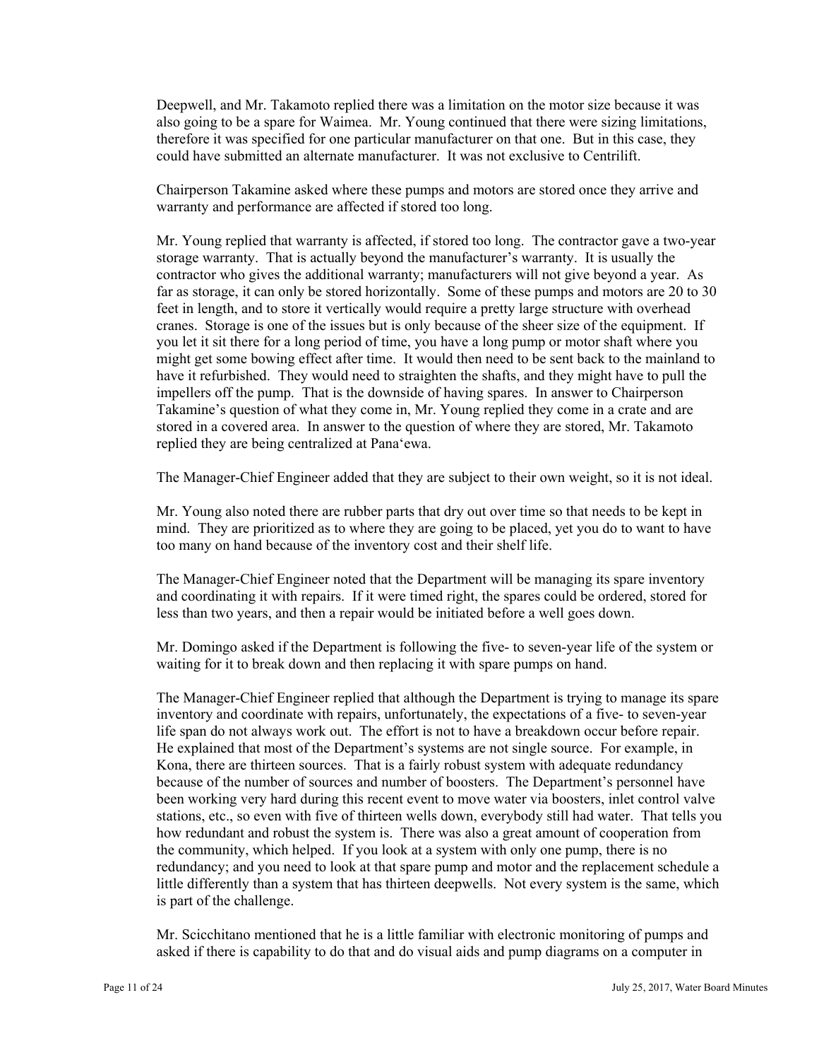Deepwell, and Mr. Takamoto replied there was a limitation on the motor size because it was also going to be a spare for Waimea. Mr. Young continued that there were sizing limitations, therefore it was specified for one particular manufacturer on that one. But in this case, they could have submitted an alternate manufacturer. It was not exclusive to Centrilift.

Chairperson Takamine asked where these pumps and motors are stored once they arrive and warranty and performance are affected if stored too long.

Mr. Young replied that warranty is affected, if stored too long. The contractor gave a two-year storage warranty. That is actually beyond the manufacturer's warranty. It is usually the contractor who gives the additional warranty; manufacturers will not give beyond a year. As far as storage, it can only be stored horizontally. Some of these pumps and motors are 20 to 30 feet in length, and to store it vertically would require a pretty large structure with overhead cranes. Storage is one of the issues but is only because of the sheer size of the equipment. If you let it sit there for a long period of time, you have a long pump or motor shaft where you might get some bowing effect after time. It would then need to be sent back to the mainland to have it refurbished. They would need to straighten the shafts, and they might have to pull the impellers off the pump. That is the downside of having spares. In answer to Chairperson Takamine's question of what they come in, Mr. Young replied they come in a crate and are stored in a covered area. In answer to the question of where they are stored, Mr. Takamoto replied they are being centralized at Pana'ewa.

The Manager-Chief Engineer added that they are subject to their own weight, so it is not ideal.

Mr. Young also noted there are rubber parts that dry out over time so that needs to be kept in mind. They are prioritized as to where they are going to be placed, yet you do to want to have too many on hand because of the inventory cost and their shelf life.

The Manager-Chief Engineer noted that the Department will be managing its spare inventory and coordinating it with repairs. If it were timed right, the spares could be ordered, stored for less than two years, and then a repair would be initiated before a well goes down.

Mr. Domingo asked if the Department is following the five- to seven-year life of the system or waiting for it to break down and then replacing it with spare pumps on hand.

The Manager-Chief Engineer replied that although the Department is trying to manage its spare inventory and coordinate with repairs, unfortunately, the expectations of a five- to seven-year life span do not always work out. The effort is not to have a breakdown occur before repair. He explained that most of the Department's systems are not single source. For example, in Kona, there are thirteen sources. That is a fairly robust system with adequate redundancy because of the number of sources and number of boosters. The Department's personnel have been working very hard during this recent event to move water via boosters, inlet control valve stations, etc., so even with five of thirteen wells down, everybody still had water. That tells you how redundant and robust the system is. There was also a great amount of cooperation from the community, which helped. If you look at a system with only one pump, there is no redundancy; and you need to look at that spare pump and motor and the replacement schedule a little differently than a system that has thirteen deepwells. Not every system is the same, which is part of the challenge.

Mr. Scicchitano mentioned that he is a little familiar with electronic monitoring of pumps and asked if there is capability to do that and do visual aids and pump diagrams on a computer in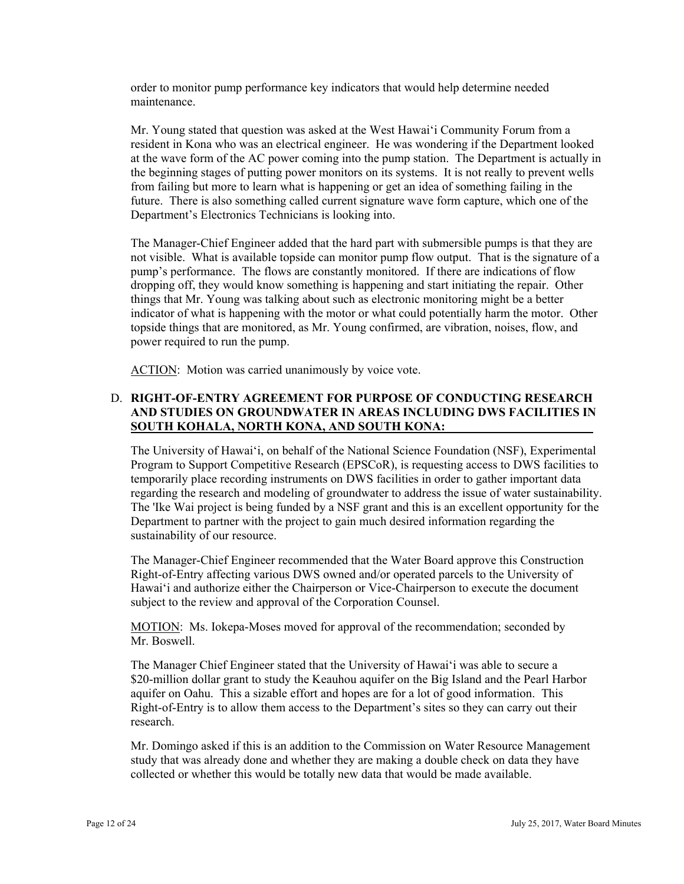order to monitor pump performance key indicators that would help determine needed maintenance.

Mr. Young stated that question was asked at the West Hawai‘i Community Forum from a resident in Kona who was an electrical engineer. He was wondering if the Department looked at the wave form of the AC power coming into the pump station. The Department is actually in the beginning stages of putting power monitors on its systems. It is not really to prevent wells from failing but more to learn what is happening or get an idea of something failing in the future. There is also something called current signature wave form capture, which one of the Department's Electronics Technicians is looking into.

The Manager-Chief Engineer added that the hard part with submersible pumps is that they are not visible. What is available topside can monitor pump flow output. That is the signature of a pump's performance. The flows are constantly monitored. If there are indications of flow dropping off, they would know something is happening and start initiating the repair. Other things that Mr. Young was talking about such as electronic monitoring might be a better indicator of what is happening with the motor or what could potentially harm the motor. Other topside things that are monitored, as Mr. Young confirmed, are vibration, noises, flow, and power required to run the pump.

ACTION: Motion was carried unanimously by voice vote.

D. **RIGHT-OF-ENTRY AGREEMENT FOR PURPOSE OF CONDUCTING RESEARCH AND STUDIES ON GROUNDWATER IN AREAS INCLUDING DWS FACILITIES IN SOUTH KOHALA, NORTH KONA, AND SOUTH KONA:**

The University of Hawai‘i, on behalf of the National Science Foundation (NSF), Experimental Program to Support Competitive Research (EPSCoR), is requesting access to DWS facilities to temporarily place recording instruments on DWS facilities in order to gather important data regarding the research and modeling of groundwater to address the issue of water sustainability. The 'Ike Wai project is being funded by a NSF grant and this is an excellent opportunity for the Department to partner with the project to gain much desired information regarding the sustainability of our resource.

The Manager-Chief Engineer recommended that the Water Board approve this Construction Right-of-Entry affecting various DWS owned and/or operated parcels to the University of Hawai‘i and authorize either the Chairperson or Vice-Chairperson to execute the document subject to the review and approval of the Corporation Counsel.

MOTION: Ms. Iokepa-Moses moved for approval of the recommendation; seconded by Mr. Boswell.

The Manager Chief Engineer stated that the University of Hawai‘i was able to secure a \$20-million dollar grant to study the Keauhou aquifer on the Big Island and the Pearl Harbor aquifer on Oahu. This a sizable effort and hopes are for a lot of good information. This Right-of-Entry is to allow them access to the Department's sites so they can carry out their research.

Mr. Domingo asked if this is an addition to the Commission on Water Resource Management study that was already done and whether they are making a double check on data they have collected or whether this would be totally new data that would be made available.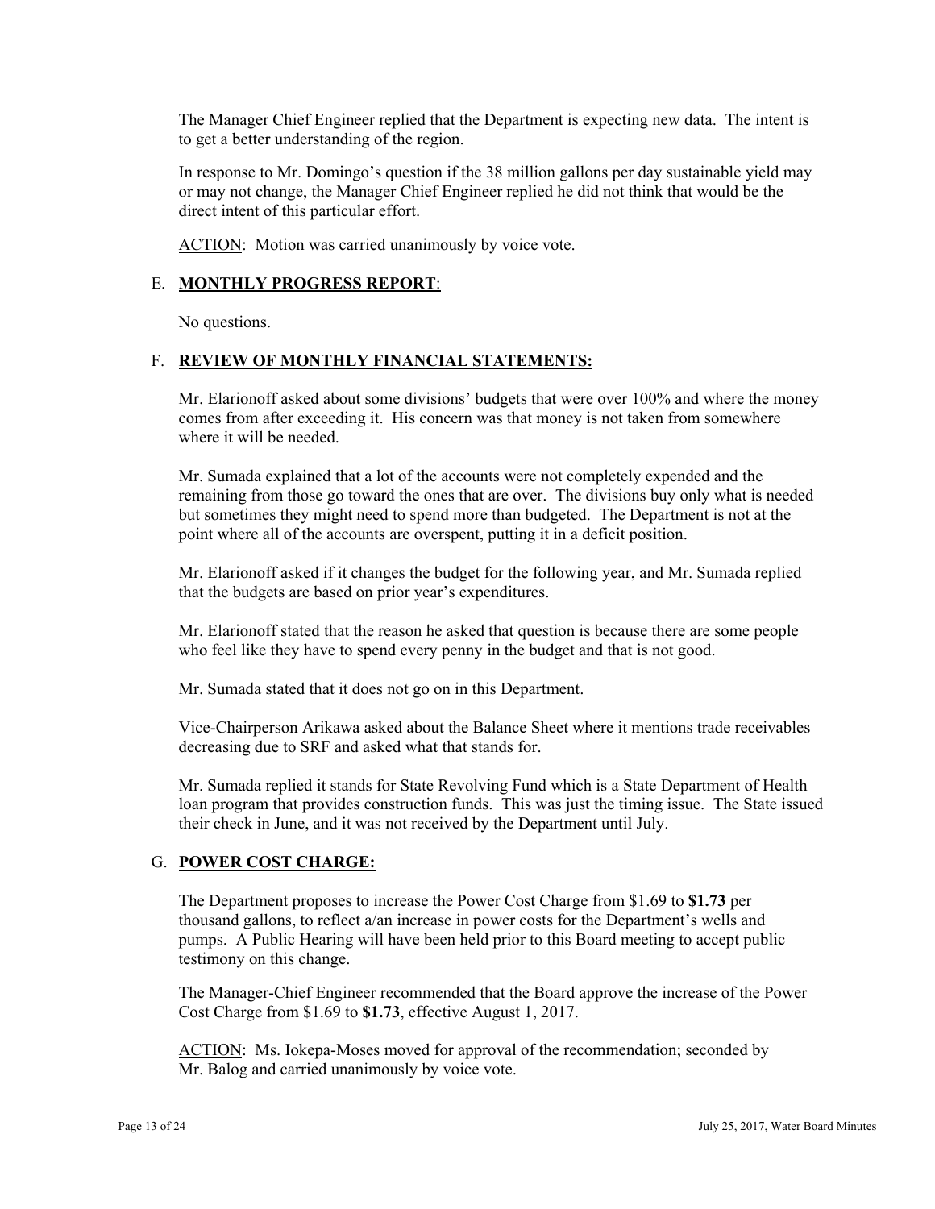The Manager Chief Engineer replied that the Department is expecting new data. The intent is to get a better understanding of the region.

In response to Mr. Domingo's question if the 38 million gallons per day sustainable yield may or may not change, the Manager Chief Engineer replied he did not think that would be the direct intent of this particular effort.

ACTION: Motion was carried unanimously by voice vote.

E. **MONTHLY PROGRESS REPORT**:

No questions.

F. **REVIEW OF MONTHLY FINANCIAL STATEMENTS:**

Mr. Elarionoff asked about some divisions' budgets that were over 100% and where the money comes from after exceeding it. His concern was that money is not taken from somewhere where it will be needed.

Mr. Sumada explained that a lot of the accounts were not completely expended and the remaining from those go toward the ones that are over. The divisions buy only what is needed but sometimes they might need to spend more than budgeted. The Department is not at the point where all of the accounts are overspent, putting it in a deficit position.

Mr. Elarionoff asked if it changes the budget for the following year, and Mr. Sumada replied that the budgets are based on prior year's expenditures.

Mr. Elarionoff stated that the reason he asked that question is because there are some people who feel like they have to spend every penny in the budget and that is not good.

Mr. Sumada stated that it does not go on in this Department.

Vice-Chairperson Arikawa asked about the Balance Sheet where it mentions trade receivables decreasing due to SRF and asked what that stands for.

Mr. Sumada replied it stands for State Revolving Fund which is a State Department of Health loan program that provides construction funds. This was just the timing issue. The State issued their check in June, and it was not received by the Department until July.

G. **POWER COST CHARGE:**

The Department proposes to increase the Power Cost Charge from $1.69 to **$1.73** per thousand gallons, to reflect a/an increase in power costs for the Department's wells and pumps. A Public Hearing will have been held prior to this Board meeting to accept public testimony on this change.

The Manager-Chief Engineer recommended that the Board approve the increase of the Power Cost Charge from $1.69 to **$1.73**, effective August 1, 2017.

ACTION: Ms. Iokepa-Moses moved for approval of the recommendation; seconded by Mr. Balog and carried unanimously by voice vote.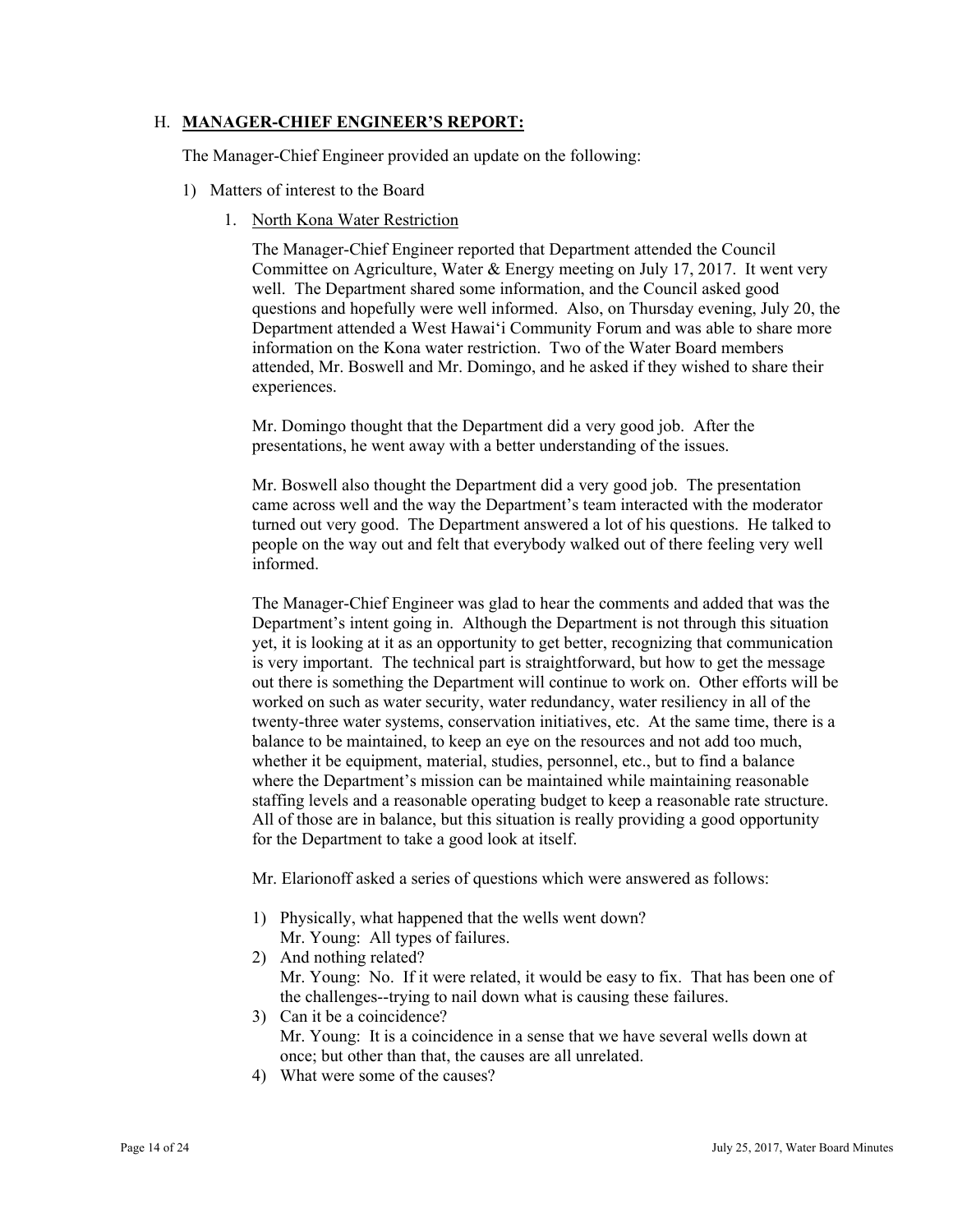## H. MANAGER-CHIEF ENGINEER'S REPORT:

The Manager-Chief Engineer provided an update on the following:

1) Matters of interest to the Board

   1. North Kona Water Restriction

      The Manager-Chief Engineer reported that Department attended the Council Committee on Agriculture, Water & Energy meeting on July 17, 2017. It went very well. The Department shared some information, and the Council asked good questions and hopefully were well informed. Also, on Thursday evening, July 20, the Department attended a West Hawai'i Community Forum and was able to share more information on the Kona water restriction. Two of the Water Board members attended, Mr. Boswell and Mr. Domingo, and he asked if they wished to share their experiences.

      Mr. Domingo thought that the Department did a very good job. After the presentations, he went away with a better understanding of the issues.

      Mr. Boswell also thought the Department did a very good job. The presentation came across well and the way the Department's team interacted with the moderator turned out very good. The Department answered a lot of his questions. He talked to people on the way out and felt that everybody walked out of there feeling very well informed.

      The Manager-Chief Engineer was glad to hear the comments and added that was the Department's intent going in. Although the Department is not through this situation yet, it is looking at it as an opportunity to get better, recognizing that communication is very important. The technical part is straightforward, but how to get the message out there is something the Department will continue to work on. Other efforts will be worked on such as water security, water redundancy, water resiliency in all of the twenty-three water systems, conservation initiatives, etc. At the same time, there is a balance to be maintained, to keep an eye on the resources and not add too much, whether it be equipment, material, studies, personnel, etc., but to find a balance where the Department's mission can be maintained while maintaining reasonable staffing levels and a reasonable operating budget to keep a reasonable rate structure. All of those are in balance, but this situation is really providing a good opportunity for the Department to take a good look at itself.

      Mr. Elarionoff asked a series of questions which were answered as follows:

      1) Physically, what happened that the wells went down?
         Mr. Young: All types of failures.
      2) And nothing related?
         Mr. Young: No. If it were related, it would be easy to fix. That has been one of the challenges--trying to nail down what is causing these failures.
      3) Can it be a coincidence?
         Mr. Young: It is a coincidence in a sense that we have several wells down at once; but other than that, the causes are all unrelated.
      4) What were some of the causes?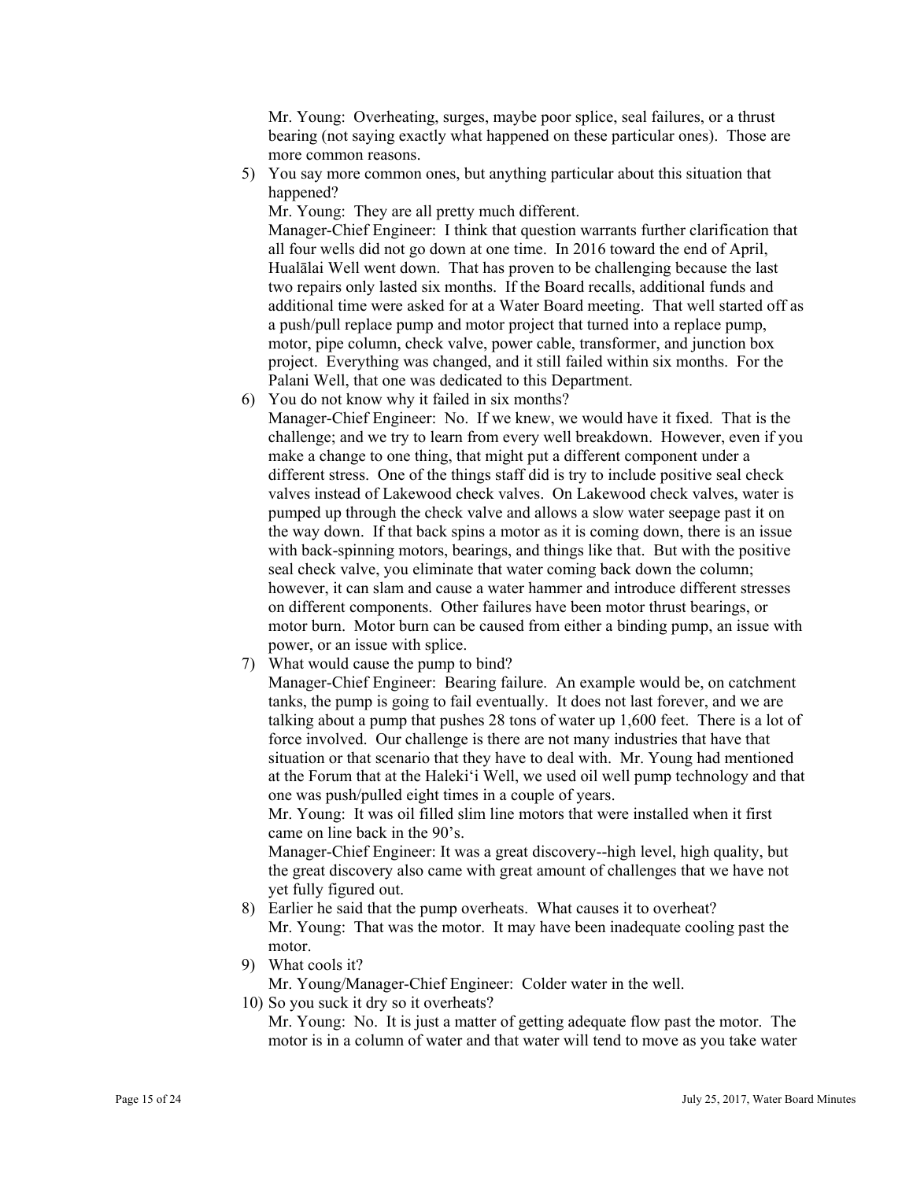Mr. Young: Overheating, surges, maybe poor splice, seal failures, or a thrust bearing (not saying exactly what happened on these particular ones). Those are more common reasons.

5) You say more common ones, but anything particular about this situation that happened?

   Mr. Young: They are all pretty much different.

   Manager-Chief Engineer: I think that question warrants further clarification that all four wells did not go down at one time. In 2016 toward the end of April, Hualālai Well went down. That has proven to be challenging because the last two repairs only lasted six months. If the Board recalls, additional funds and additional time were asked for at a Water Board meeting. That well started off as a push/pull replace pump and motor project that turned into a replace pump, motor, pipe column, check valve, power cable, transformer, and junction box project. Everything was changed, and it still failed within six months. For the Palani Well, that one was dedicated to this Department.

6) You do not know why it failed in six months?

   Manager-Chief Engineer: No. If we knew, we would have it fixed. That is the challenge; and we try to learn from every well breakdown. However, even if you make a change to one thing, that might put a different component under a different stress. One of the things staff did is try to include positive seal check valves instead of Lakewood check valves. On Lakewood check valves, water is pumped up through the check valve and allows a slow water seepage past it on the way down. If that back spins a motor as it is coming down, there is an issue with back-spinning motors, bearings, and things like that. But with the positive seal check valve, you eliminate that water coming back down the column; however, it can slam and cause a water hammer and introduce different stresses on different components. Other failures have been motor thrust bearings, or motor burn. Motor burn can be caused from either a binding pump, an issue with power, or an issue with splice.

7) What would cause the pump to bind?

   Manager-Chief Engineer: Bearing failure. An example would be, on catchment tanks, the pump is going to fail eventually. It does not last forever, and we are talking about a pump that pushes 28 tons of water up 1,600 feet. There is a lot of force involved. Our challenge is there are not many industries that have that situation or that scenario that they have to deal with. Mr. Young had mentioned at the Forum that at the Haleki'i Well, we used oil well pump technology and that one was push/pulled eight times in a couple of years.

   Mr. Young: It was oil filled slim line motors that were installed when it first came on line back in the 90's.

   Manager-Chief Engineer: It was a great discovery--high level, high quality, but the great discovery also came with great amount of challenges that we have not yet fully figured out.

8) Earlier he said that the pump overheats. What causes it to overheat?

   Mr. Young: That was the motor. It may have been inadequate cooling past the motor.

9) What cools it?

   Mr. Young/Manager-Chief Engineer: Colder water in the well.

10) So you suck it dry so it overheats?

    Mr. Young: No. It is just a matter of getting adequate flow past the motor. The motor is in a column of water and that water will tend to move as you take water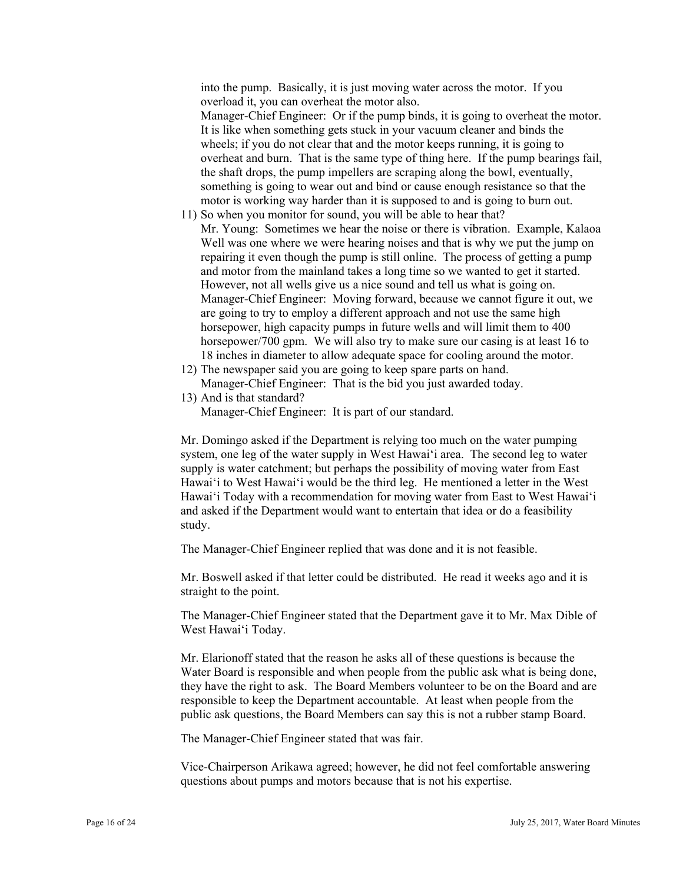into the pump. Basically, it is just moving water across the motor. If you overload it, you can overheat the motor also.
Manager-Chief Engineer: Or if the pump binds, it is going to overheat the motor. It is like when something gets stuck in your vacuum cleaner and binds the wheels; if you do not clear that and the motor keeps running, it is going to overheat and burn. That is the same type of thing here. If the pump bearings fail, the shaft drops, the pump impellers are scraping along the bowl, eventually, something is going to wear out and bind or cause enough resistance so that the motor is working way harder than it is supposed to and is going to burn out.

11) So when you monitor for sound, you will be able to hear that?
    Mr. Young: Sometimes we hear the noise or there is vibration. Example, Kalaoa Well was one where we were hearing noises and that is why we put the jump on repairing it even though the pump is still online. The process of getting a pump and motor from the mainland takes a long time so we wanted to get it started. However, not all wells give us a nice sound and tell us what is going on.
    Manager-Chief Engineer: Moving forward, because we cannot figure it out, we are going to try to employ a different approach and not use the same high horsepower, high capacity pumps in future wells and will limit them to 400 horsepower/700 gpm. We will also try to make sure our casing is at least 16 to 18 inches in diameter to allow adequate space for cooling around the motor.
12) The newspaper said you are going to keep spare parts on hand.
    Manager-Chief Engineer: That is the bid you just awarded today.
13) And is that standard?
    Manager-Chief Engineer: It is part of our standard.

Mr. Domingo asked if the Department is relying too much on the water pumping system, one leg of the water supply in West Hawaiʻi area. The second leg to water supply is water catchment; but perhaps the possibility of moving water from East Hawaiʻi to West Hawaiʻi would be the third leg. He mentioned a letter in the West Hawaiʻi Today with a recommendation for moving water from East to West Hawaiʻi and asked if the Department would want to entertain that idea or do a feasibility study.

The Manager-Chief Engineer replied that was done and it is not feasible.

Mr. Boswell asked if that letter could be distributed. He read it weeks ago and it is straight to the point.

The Manager-Chief Engineer stated that the Department gave it to Mr. Max Dible of West Hawaiʻi Today.

Mr. Elarionoff stated that the reason he asks all of these questions is because the Water Board is responsible and when people from the public ask what is being done, they have the right to ask. The Board Members volunteer to be on the Board and are responsible to keep the Department accountable. At least when people from the public ask questions, the Board Members can say this is not a rubber stamp Board.

The Manager-Chief Engineer stated that was fair.

Vice-Chairperson Arikawa agreed; however, he did not feel comfortable answering questions about pumps and motors because that is not his expertise.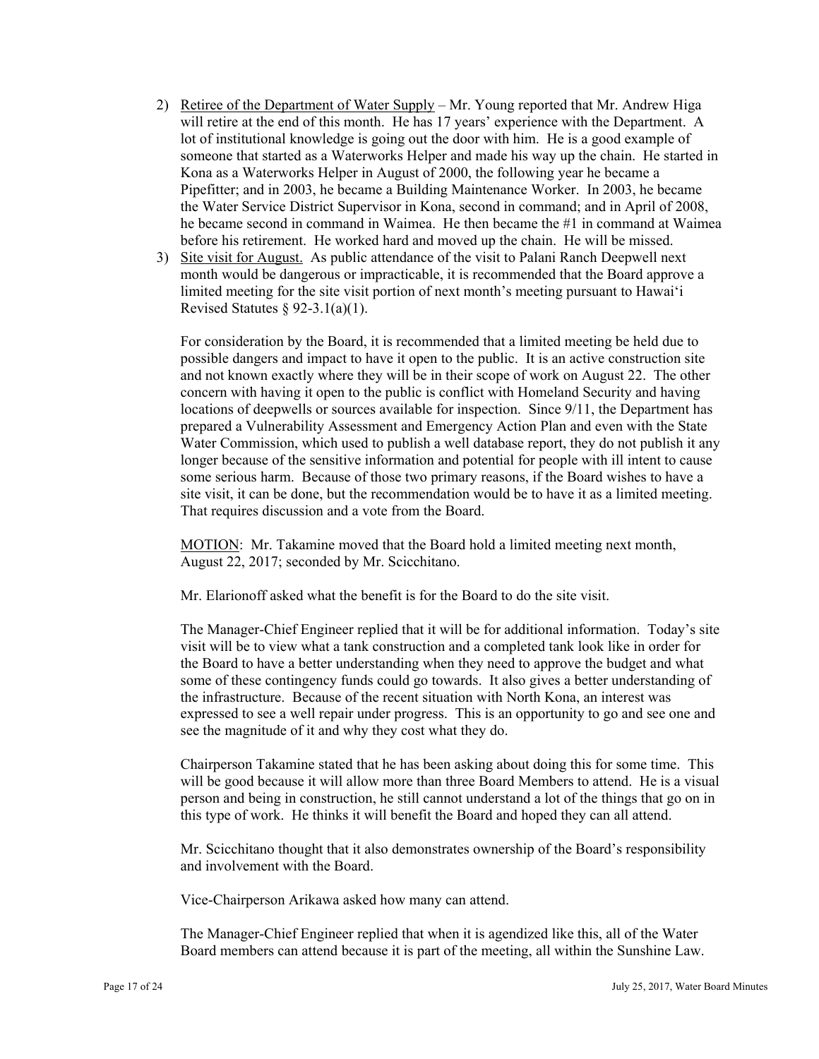2) <u>Retiree of the Department of Water Supply</u> – Mr. Young reported that Mr. Andrew Higa will retire at the end of this month. He has 17 years' experience with the Department. A lot of institutional knowledge is going out the door with him. He is a good example of someone that started as a Waterworks Helper and made his way up the chain. He started in Kona as a Waterworks Helper in August of 2000, the following year he became a Pipefitter; and in 2003, he became a Building Maintenance Worker. In 2003, he became the Water Service District Supervisor in Kona, second in command; and in April of 2008, he became second in command in Waimea. He then became the #1 in command at Waimea before his retirement. He worked hard and moved up the chain. He will be missed.

3) <u>Site visit for August.</u> As public attendance of the visit to Palani Ranch Deepwell next month would be dangerous or impracticable, it is recommended that the Board approve a limited meeting for the site visit portion of next month's meeting pursuant to Hawai'i Revised Statutes § 92-3.1(a)(1).

   For consideration by the Board, it is recommended that a limited meeting be held due to possible dangers and impact to have it open to the public. It is an active construction site and not known exactly where they will be in their scope of work on August 22. The other concern with having it open to the public is conflict with Homeland Security and having locations of deepwells or sources available for inspection. Since 9/11, the Department has prepared a Vulnerability Assessment and Emergency Action Plan and even with the State Water Commission, which used to publish a well database report, they do not publish it any longer because of the sensitive information and potential for people with ill intent to cause some serious harm. Because of those two primary reasons, if the Board wishes to have a site visit, it can be done, but the recommendation would be to have it as a limited meeting. That requires discussion and a vote from the Board.

   <u>MOTION</u>: Mr. Takamine moved that the Board hold a limited meeting next month, August 22, 2017; seconded by Mr. Scicchitano.

   Mr. Elarionoff asked what the benefit is for the Board to do the site visit.

   The Manager-Chief Engineer replied that it will be for additional information. Today's site visit will be to view what a tank construction and a completed tank look like in order for the Board to have a better understanding when they need to approve the budget and what some of these contingency funds could go towards. It also gives a better understanding of the infrastructure. Because of the recent situation with North Kona, an interest was expressed to see a well repair under progress. This is an opportunity to go and see one and see the magnitude of it and why they cost what they do.

   Chairperson Takamine stated that he has been asking about doing this for some time. This will be good because it will allow more than three Board Members to attend. He is a visual person and being in construction, he still cannot understand a lot of the things that go on in this type of work. He thinks it will benefit the Board and hoped they can all attend.

   Mr. Scicchitano thought that it also demonstrates ownership of the Board's responsibility and involvement with the Board.

   Vice-Chairperson Arikawa asked how many can attend.

   The Manager-Chief Engineer replied that when it is agendized like this, all of the Water Board members can attend because it is part of the meeting, all within the Sunshine Law.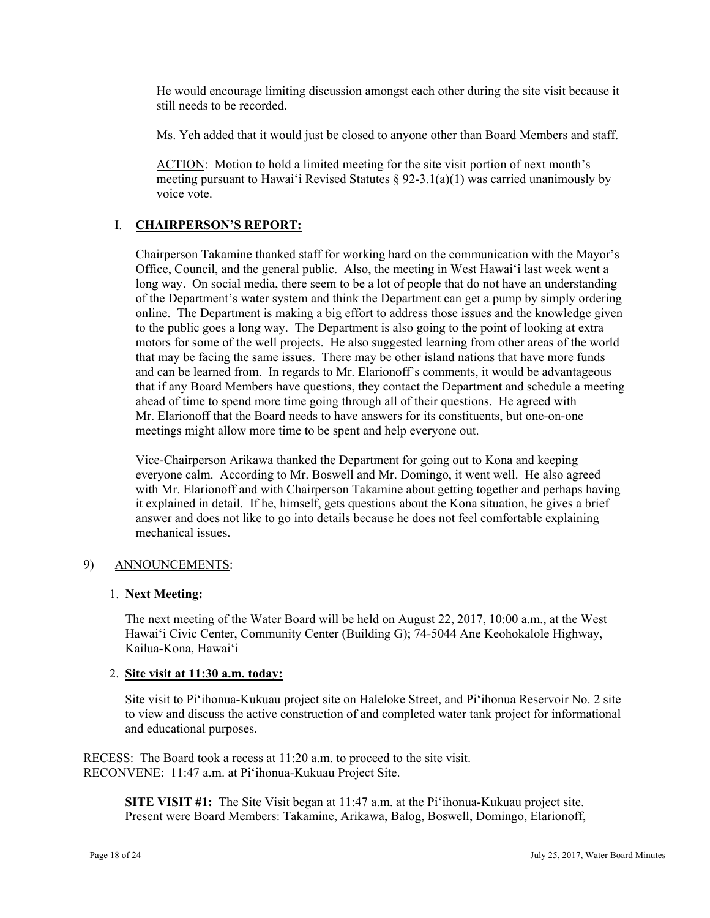He would encourage limiting discussion amongst each other during the site visit because it still needs to be recorded.

Ms. Yeh added that it would just be closed to anyone other than Board Members and staff.

ACTION: Motion to hold a limited meeting for the site visit portion of next month's meeting pursuant to Hawai'i Revised Statutes § 92-3.1(a)(1) was carried unanimously by voice vote.

## I. CHAIRPERSON'S REPORT:

Chairperson Takamine thanked staff for working hard on the communication with the Mayor's Office, Council, and the general public. Also, the meeting in West Hawai'i last week went a long way. On social media, there seem to be a lot of people that do not have an understanding of the Department's water system and think the Department can get a pump by simply ordering online. The Department is making a big effort to address those issues and the knowledge given to the public goes a long way. The Department is also going to the point of looking at extra motors for some of the well projects. He also suggested learning from other areas of the world that may be facing the same issues. There may be other island nations that have more funds and can be learned from. In regards to Mr. Elarionoff's comments, it would be advantageous that if any Board Members have questions, they contact the Department and schedule a meeting ahead of time to spend more time going through all of their questions. He agreed with Mr. Elarionoff that the Board needs to have answers for its constituents, but one-on-one meetings might allow more time to be spent and help everyone out.

Vice-Chairperson Arikawa thanked the Department for going out to Kona and keeping everyone calm. According to Mr. Boswell and Mr. Domingo, it went well. He also agreed with Mr. Elarionoff and with Chairperson Takamine about getting together and perhaps having it explained in detail. If he, himself, gets questions about the Kona situation, he gives a brief answer and does not like to go into details because he does not feel comfortable explaining mechanical issues.

## 9) ANNOUNCEMENTS:

1. **Next Meeting:**

   The next meeting of the Water Board will be held on August 22, 2017, 10:00 a.m., at the West Hawai'i Civic Center, Community Center (Building G); 74-5044 Ane Keohokalole Highway, Kailua-Kona, Hawai'i

2. **Site visit at 11:30 a.m. today:**

   Site visit to Pi'ihonua-Kukuau project site on Haleloke Street, and Pi'ihonua Reservoir No. 2 site to view and discuss the active construction of and completed water tank project for informational and educational purposes.

RECESS: The Board took a recess at 11:20 a.m. to proceed to the site visit.
RECONVENE: 11:47 a.m. at Pi'ihonua-Kukuau Project Site.

**SITE VISIT #1:** The Site Visit began at 11:47 a.m. at the Pi'ihonua-Kukuau project site. Present were Board Members: Takamine, Arikawa, Balog, Boswell, Domingo, Elarionoff,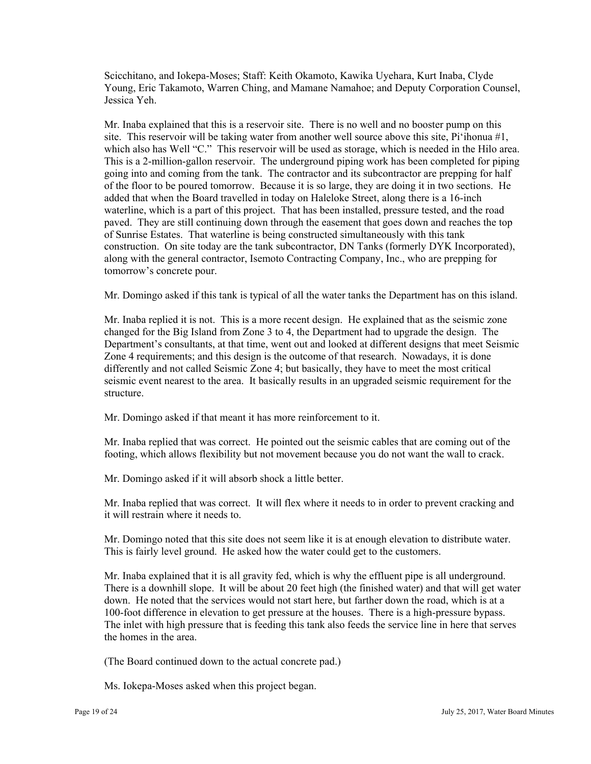Scicchitano, and Iokepa-Moses; Staff: Keith Okamoto, Kawika Uyehara, Kurt Inaba, Clyde Young, Eric Takamoto, Warren Ching, and Mamane Namahoe; and Deputy Corporation Counsel, Jessica Yeh.

Mr. Inaba explained that this is a reservoir site. There is no well and no booster pump on this site. This reservoir will be taking water from another well source above this site, Pi'ihonua #1, which also has Well "C." This reservoir will be used as storage, which is needed in the Hilo area. This is a 2-million-gallon reservoir. The underground piping work has been completed for piping going into and coming from the tank. The contractor and its subcontractor are prepping for half of the floor to be poured tomorrow. Because it is so large, they are doing it in two sections. He added that when the Board travelled in today on Haleloke Street, along there is a 16-inch waterline, which is a part of this project. That has been installed, pressure tested, and the road paved. They are still continuing down through the easement that goes down and reaches the top of Sunrise Estates. That waterline is being constructed simultaneously with this tank construction. On site today are the tank subcontractor, DN Tanks (formerly DYK Incorporated), along with the general contractor, Isemoto Contracting Company, Inc., who are prepping for tomorrow's concrete pour.

Mr. Domingo asked if this tank is typical of all the water tanks the Department has on this island.

Mr. Inaba replied it is not. This is a more recent design. He explained that as the seismic zone changed for the Big Island from Zone 3 to 4, the Department had to upgrade the design. The Department's consultants, at that time, went out and looked at different designs that meet Seismic Zone 4 requirements; and this design is the outcome of that research. Nowadays, it is done differently and not called Seismic Zone 4; but basically, they have to meet the most critical seismic event nearest to the area. It basically results in an upgraded seismic requirement for the structure.

Mr. Domingo asked if that meant it has more reinforcement to it.

Mr. Inaba replied that was correct. He pointed out the seismic cables that are coming out of the footing, which allows flexibility but not movement because you do not want the wall to crack.

Mr. Domingo asked if it will absorb shock a little better.

Mr. Inaba replied that was correct. It will flex where it needs to in order to prevent cracking and it will restrain where it needs to.

Mr. Domingo noted that this site does not seem like it is at enough elevation to distribute water. This is fairly level ground. He asked how the water could get to the customers.

Mr. Inaba explained that it is all gravity fed, which is why the effluent pipe is all underground. There is a downhill slope. It will be about 20 feet high (the finished water) and that will get water down. He noted that the services would not start here, but farther down the road, which is at a 100-foot difference in elevation to get pressure at the houses. There is a high-pressure bypass. The inlet with high pressure that is feeding this tank also feeds the service line in here that serves the homes in the area.

(The Board continued down to the actual concrete pad.)

Ms. Iokepa-Moses asked when this project began.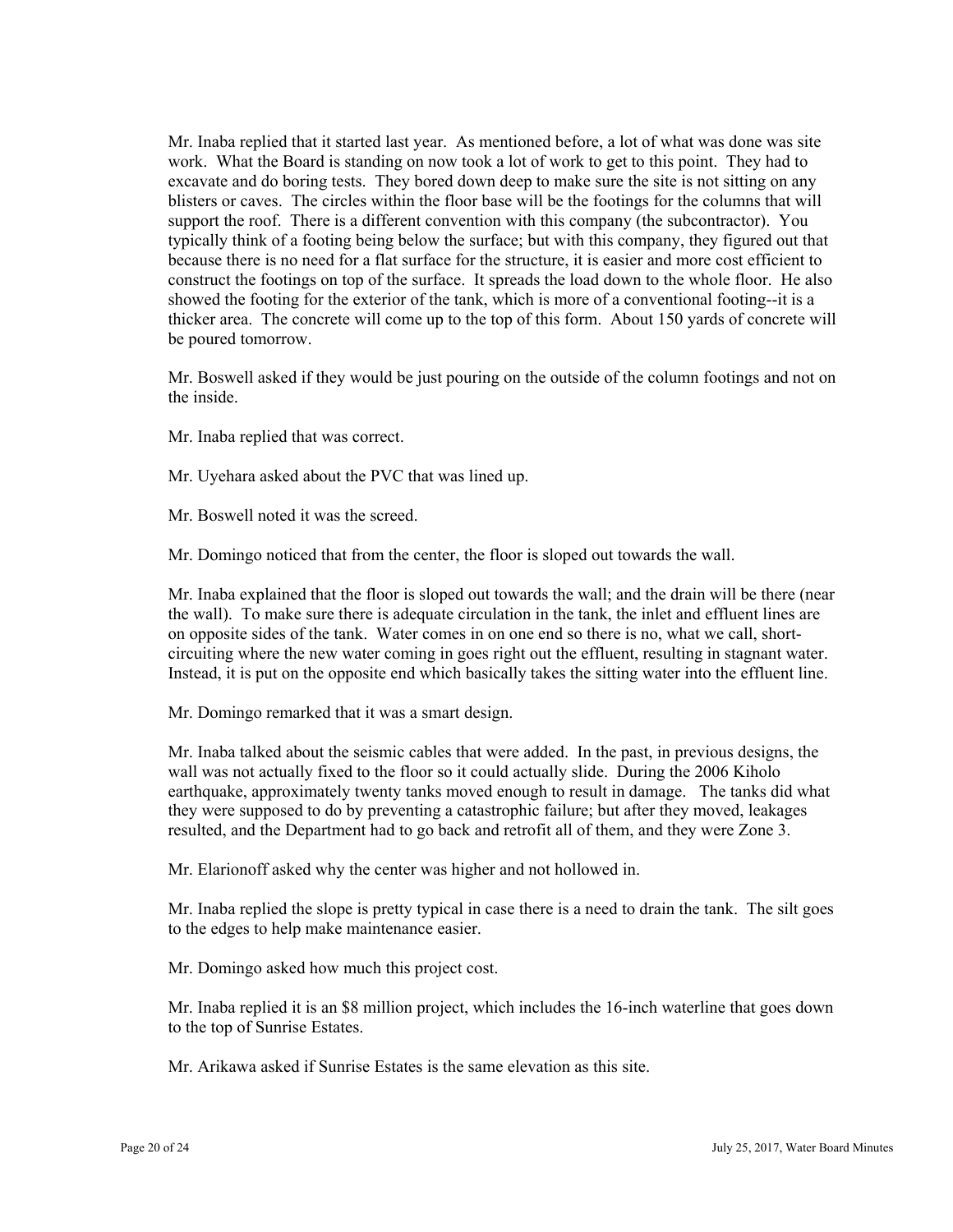Mr. Inaba replied that it started last year. As mentioned before, a lot of what was done was site work. What the Board is standing on now took a lot of work to get to this point. They had to excavate and do boring tests. They bored down deep to make sure the site is not sitting on any blisters or caves. The circles within the floor base will be the footings for the columns that will support the roof. There is a different convention with this company (the subcontractor). You typically think of a footing being below the surface; but with this company, they figured out that because there is no need for a flat surface for the structure, it is easier and more cost efficient to construct the footings on top of the surface. It spreads the load down to the whole floor. He also showed the footing for the exterior of the tank, which is more of a conventional footing--it is a thicker area. The concrete will come up to the top of this form. About 150 yards of concrete will be poured tomorrow.

Mr. Boswell asked if they would be just pouring on the outside of the column footings and not on the inside.

Mr. Inaba replied that was correct.

Mr. Uyehara asked about the PVC that was lined up.

Mr. Boswell noted it was the screed.

Mr. Domingo noticed that from the center, the floor is sloped out towards the wall.

Mr. Inaba explained that the floor is sloped out towards the wall; and the drain will be there (near the wall). To make sure there is adequate circulation in the tank, the inlet and effluent lines are on opposite sides of the tank. Water comes in on one end so there is no, what we call, short-circuiting where the new water coming in goes right out the effluent, resulting in stagnant water. Instead, it is put on the opposite end which basically takes the sitting water into the effluent line.

Mr. Domingo remarked that it was a smart design.

Mr. Inaba talked about the seismic cables that were added. In the past, in previous designs, the wall was not actually fixed to the floor so it could actually slide. During the 2006 Kiholo earthquake, approximately twenty tanks moved enough to result in damage. The tanks did what they were supposed to do by preventing a catastrophic failure; but after they moved, leakages resulted, and the Department had to go back and retrofit all of them, and they were Zone 3.

Mr. Elarionoff asked why the center was higher and not hollowed in.

Mr. Inaba replied the slope is pretty typical in case there is a need to drain the tank. The silt goes to the edges to help make maintenance easier.

Mr. Domingo asked how much this project cost.

Mr. Inaba replied it is an $8 million project, which includes the 16-inch waterline that goes down to the top of Sunrise Estates.

Mr. Arikawa asked if Sunrise Estates is the same elevation as this site.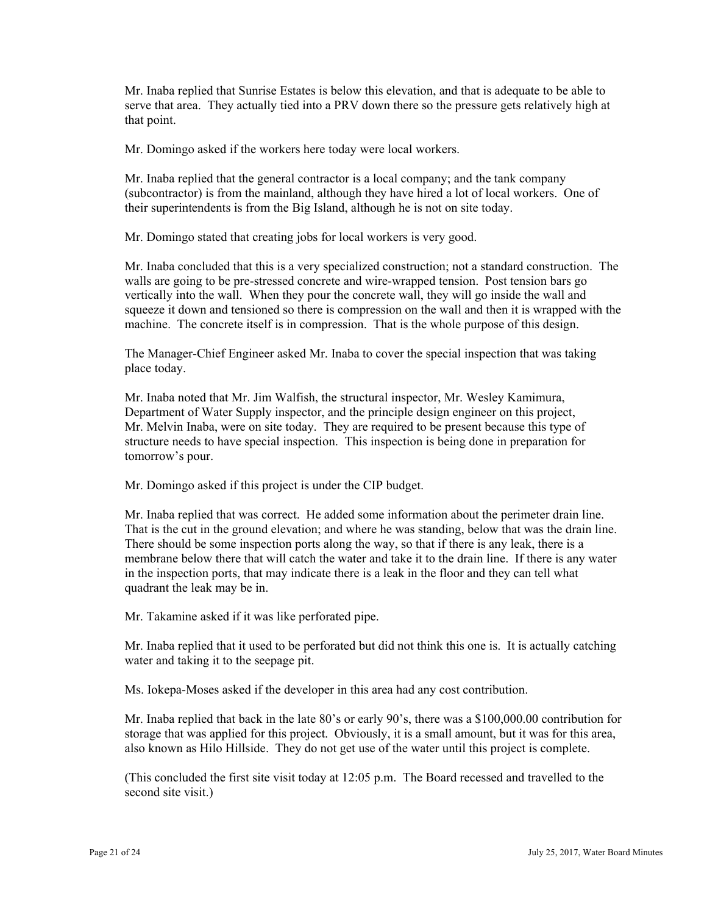Mr. Inaba replied that Sunrise Estates is below this elevation, and that is adequate to be able to serve that area. They actually tied into a PRV down there so the pressure gets relatively high at that point.

Mr. Domingo asked if the workers here today were local workers.

Mr. Inaba replied that the general contractor is a local company; and the tank company (subcontractor) is from the mainland, although they have hired a lot of local workers. One of their superintendents is from the Big Island, although he is not on site today.

Mr. Domingo stated that creating jobs for local workers is very good.

Mr. Inaba concluded that this is a very specialized construction; not a standard construction. The walls are going to be pre-stressed concrete and wire-wrapped tension. Post tension bars go vertically into the wall. When they pour the concrete wall, they will go inside the wall and squeeze it down and tensioned so there is compression on the wall and then it is wrapped with the machine. The concrete itself is in compression. That is the whole purpose of this design.

The Manager-Chief Engineer asked Mr. Inaba to cover the special inspection that was taking place today.

Mr. Inaba noted that Mr. Jim Walfish, the structural inspector, Mr. Wesley Kamimura, Department of Water Supply inspector, and the principle design engineer on this project, Mr. Melvin Inaba, were on site today. They are required to be present because this type of structure needs to have special inspection. This inspection is being done in preparation for tomorrow's pour.

Mr. Domingo asked if this project is under the CIP budget.

Mr. Inaba replied that was correct. He added some information about the perimeter drain line. That is the cut in the ground elevation; and where he was standing, below that was the drain line. There should be some inspection ports along the way, so that if there is any leak, there is a membrane below there that will catch the water and take it to the drain line. If there is any water in the inspection ports, that may indicate there is a leak in the floor and they can tell what quadrant the leak may be in.

Mr. Takamine asked if it was like perforated pipe.

Mr. Inaba replied that it used to be perforated but did not think this one is. It is actually catching water and taking it to the seepage pit.

Ms. Iokepa-Moses asked if the developer in this area had any cost contribution.

Mr. Inaba replied that back in the late 80's or early 90's, there was a $100,000.00 contribution for storage that was applied for this project. Obviously, it is a small amount, but it was for this area, also known as Hilo Hillside. They do not get use of the water until this project is complete.

(This concluded the first site visit today at 12:05 p.m. The Board recessed and travelled to the second site visit.)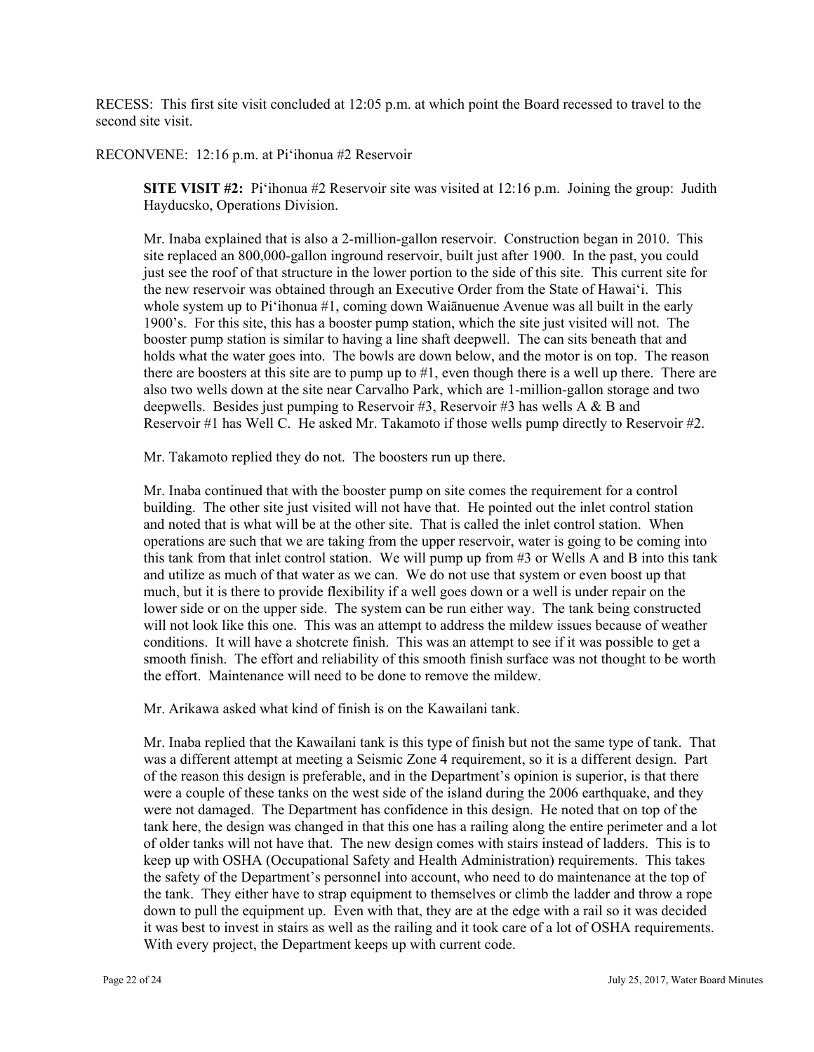RECESS: This first site visit concluded at 12:05 p.m. at which point the Board recessed to travel to the second site visit.

RECONVENE: 12:16 p.m. at Piʻihonua #2 Reservoir

**SITE VISIT #2:** Piʻihonua #2 Reservoir site was visited at 12:16 p.m. Joining the group: Judith Hayducsko, Operations Division.

Mr. Inaba explained that is also a 2-million-gallon reservoir. Construction began in 2010. This site replaced an 800,000-gallon inground reservoir, built just after 1900. In the past, you could just see the roof of that structure in the lower portion to the side of this site. This current site for the new reservoir was obtained through an Executive Order from the State of Hawaiʻi. This whole system up to Piʻihonua #1, coming down Waiānuenue Avenue was all built in the early 1900's. For this site, this has a booster pump station, which the site just visited will not. The booster pump station is similar to having a line shaft deepwell. The can sits beneath that and holds what the water goes into. The bowls are down below, and the motor is on top. The reason there are boosters at this site are to pump up to #1, even though there is a well up there. There are also two wells down at the site near Carvalho Park, which are 1-million-gallon storage and two deepwells. Besides just pumping to Reservoir #3, Reservoir #3 has wells A & B and Reservoir #1 has Well C. He asked Mr. Takamoto if those wells pump directly to Reservoir #2.

Mr. Takamoto replied they do not. The boosters run up there.

Mr. Inaba continued that with the booster pump on site comes the requirement for a control building. The other site just visited will not have that. He pointed out the inlet control station and noted that is what will be at the other site. That is called the inlet control station. When operations are such that we are taking from the upper reservoir, water is going to be coming into this tank from that inlet control station. We will pump up from #3 or Wells A and B into this tank and utilize as much of that water as we can. We do not use that system or even boost up that much, but it is there to provide flexibility if a well goes down or a well is under repair on the lower side or on the upper side. The system can be run either way. The tank being constructed will not look like this one. This was an attempt to address the mildew issues because of weather conditions. It will have a shotcrete finish. This was an attempt to see if it was possible to get a smooth finish. The effort and reliability of this smooth finish surface was not thought to be worth the effort. Maintenance will need to be done to remove the mildew.

Mr. Arikawa asked what kind of finish is on the Kawailani tank.

Mr. Inaba replied that the Kawailani tank is this type of finish but not the same type of tank. That was a different attempt at meeting a Seismic Zone 4 requirement, so it is a different design. Part of the reason this design is preferable, and in the Department's opinion is superior, is that there were a couple of these tanks on the west side of the island during the 2006 earthquake, and they were not damaged. The Department has confidence in this design. He noted that on top of the tank here, the design was changed in that this one has a railing along the entire perimeter and a lot of older tanks will not have that. The new design comes with stairs instead of ladders. This is to keep up with OSHA (Occupational Safety and Health Administration) requirements. This takes the safety of the Department's personnel into account, who need to do maintenance at the top of the tank. They either have to strap equipment to themselves or climb the ladder and throw a rope down to pull the equipment up. Even with that, they are at the edge with a rail so it was decided it was best to invest in stairs as well as the railing and it took care of a lot of OSHA requirements. With every project, the Department keeps up with current code.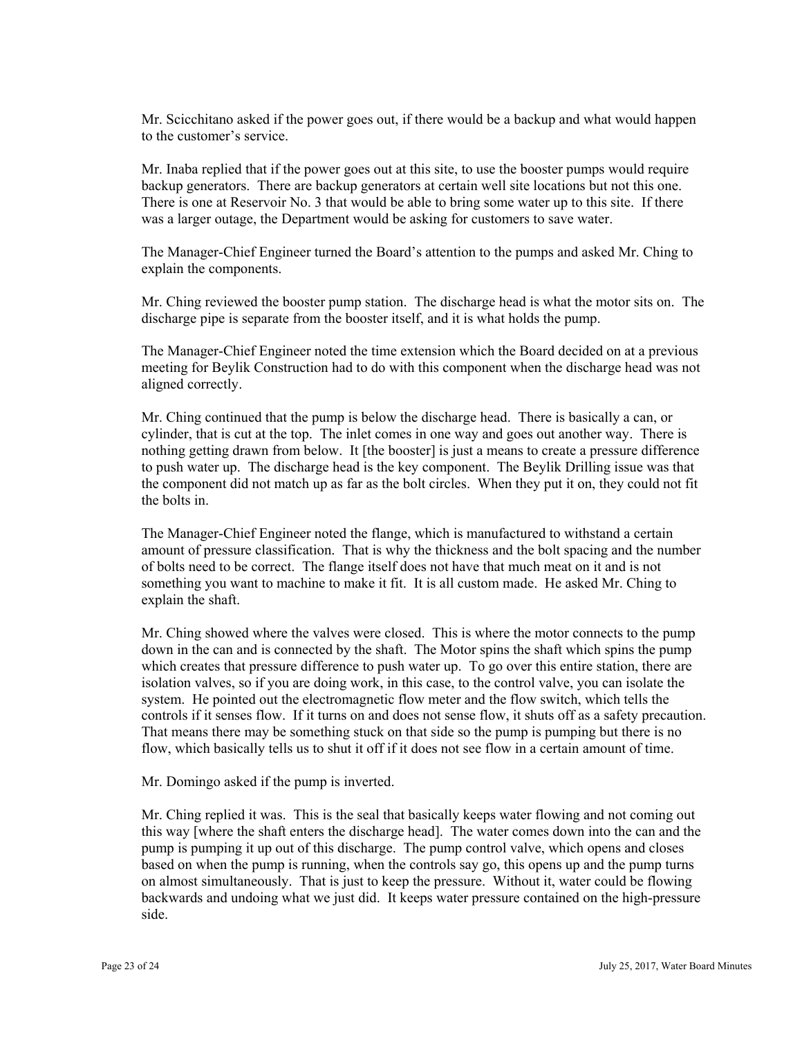Mr. Scicchitano asked if the power goes out, if there would be a backup and what would happen to the customer's service.

Mr. Inaba replied that if the power goes out at this site, to use the booster pumps would require backup generators. There are backup generators at certain well site locations but not this one. There is one at Reservoir No. 3 that would be able to bring some water up to this site. If there was a larger outage, the Department would be asking for customers to save water.

The Manager-Chief Engineer turned the Board's attention to the pumps and asked Mr. Ching to explain the components.

Mr. Ching reviewed the booster pump station. The discharge head is what the motor sits on. The discharge pipe is separate from the booster itself, and it is what holds the pump.

The Manager-Chief Engineer noted the time extension which the Board decided on at a previous meeting for Beylik Construction had to do with this component when the discharge head was not aligned correctly.

Mr. Ching continued that the pump is below the discharge head. There is basically a can, or cylinder, that is cut at the top. The inlet comes in one way and goes out another way. There is nothing getting drawn from below. It [the booster] is just a means to create a pressure difference to push water up. The discharge head is the key component. The Beylik Drilling issue was that the component did not match up as far as the bolt circles. When they put it on, they could not fit the bolts in.

The Manager-Chief Engineer noted the flange, which is manufactured to withstand a certain amount of pressure classification. That is why the thickness and the bolt spacing and the number of bolts need to be correct. The flange itself does not have that much meat on it and is not something you want to machine to make it fit. It is all custom made. He asked Mr. Ching to explain the shaft.

Mr. Ching showed where the valves were closed. This is where the motor connects to the pump down in the can and is connected by the shaft. The Motor spins the shaft which spins the pump which creates that pressure difference to push water up. To go over this entire station, there are isolation valves, so if you are doing work, in this case, to the control valve, you can isolate the system. He pointed out the electromagnetic flow meter and the flow switch, which tells the controls if it senses flow. If it turns on and does not sense flow, it shuts off as a safety precaution. That means there may be something stuck on that side so the pump is pumping but there is no flow, which basically tells us to shut it off if it does not see flow in a certain amount of time.

Mr. Domingo asked if the pump is inverted.

Mr. Ching replied it was. This is the seal that basically keeps water flowing and not coming out this way [where the shaft enters the discharge head]. The water comes down into the can and the pump is pumping it up out of this discharge. The pump control valve, which opens and closes based on when the pump is running, when the controls say go, this opens up and the pump turns on almost simultaneously. That is just to keep the pressure. Without it, water could be flowing backwards and undoing what we just did. It keeps water pressure contained on the high-pressure side.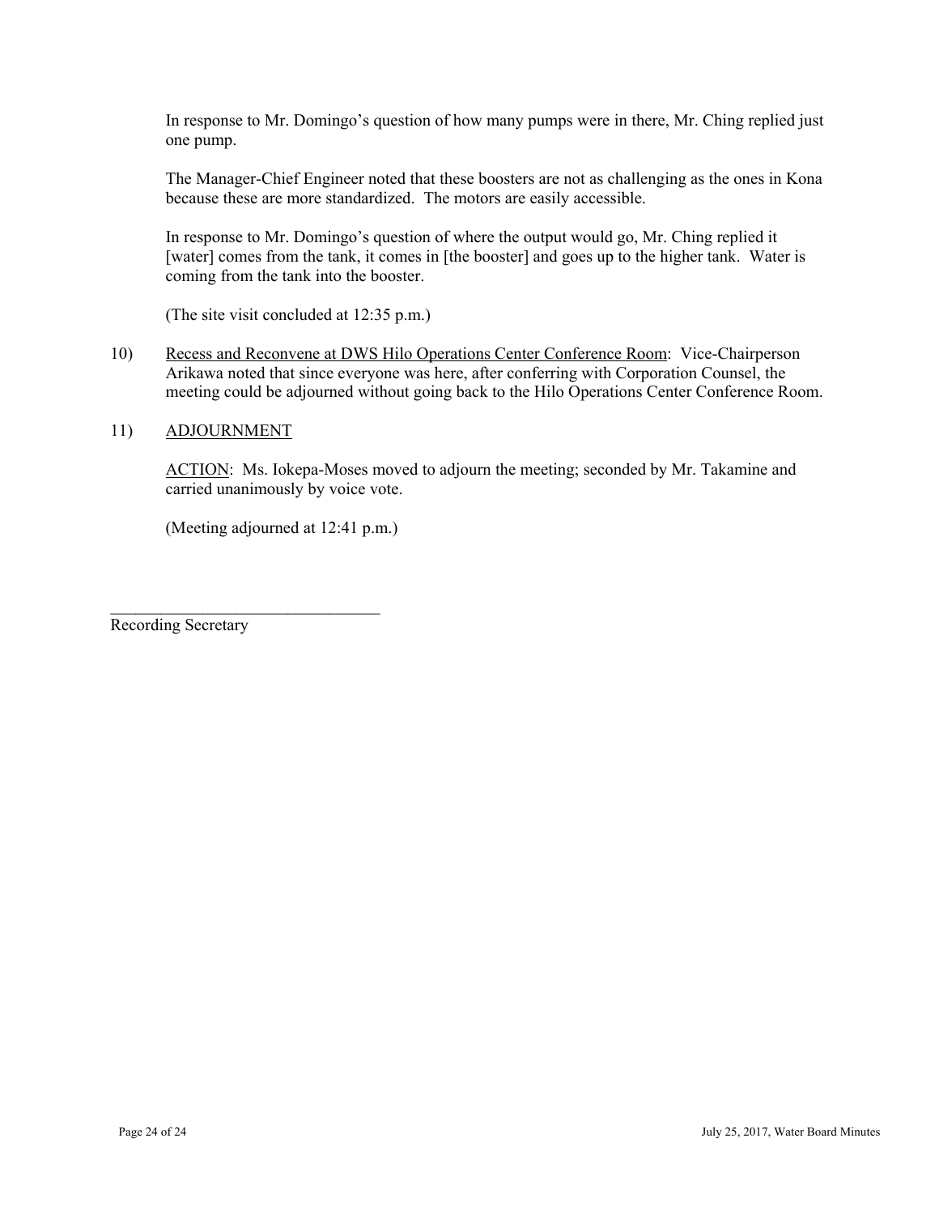In response to Mr. Domingo's question of how many pumps were in there, Mr. Ching replied just one pump.

The Manager-Chief Engineer noted that these boosters are not as challenging as the ones in Kona because these are more standardized. The motors are easily accessible.

In response to Mr. Domingo's question of where the output would go, Mr. Ching replied it [water] comes from the tank, it comes in [the booster] and goes up to the higher tank. Water is coming from the tank into the booster.

(The site visit concluded at 12:35 p.m.)

10) Recess and Reconvene at DWS Hilo Operations Center Conference Room: Vice-Chairperson Arikawa noted that since everyone was here, after conferring with Corporation Counsel, the meeting could be adjourned without going back to the Hilo Operations Center Conference Room.

11) ADJOURNMENT

ACTION: Ms. Iokepa-Moses moved to adjourn the meeting; seconded by Mr. Takamine and carried unanimously by voice vote.

(Meeting adjourned at 12:41 p.m.)

\_\_\_\_\_\_\_\_\_\_\_\_\_\_\_\_\_\_\_\_\_\_\_\_\_\_\_\_\_\_\_\_

Recording Secretary